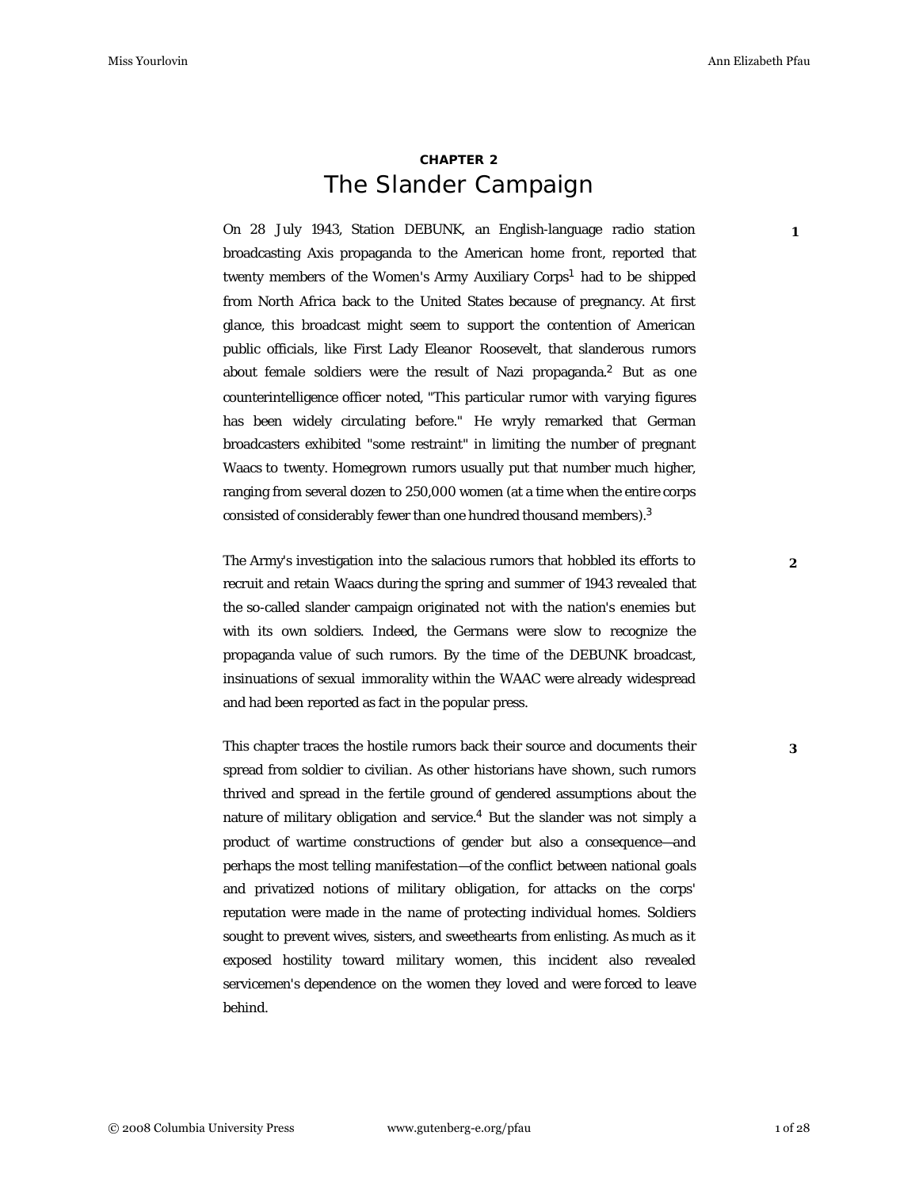# CHAPTER 2
# The Slander Campaign

On 28 July 1943, Station DEBUNK, an English-language radio station broadcasting Axis propaganda to the American home front, reported that twenty members of the Women's Army Auxiliary Corps[1] had to be shipped from North Africa back to the United States because of pregnancy. At first glance, this broadcast might seem to support the contention of American public officials, like First Lady Eleanor Roosevelt, that slanderous rumors about female soldiers were the result of Nazi propaganda.[2] But as one counterintelligence officer noted, "This particular rumor with varying figures has been widely circulating before." He wryly remarked that German broadcasters exhibited "some restraint" in limiting the number of pregnant Waacs to twenty. Homegrown rumors usually put that number much higher, ranging from several dozen to 250,000 women (at a time when the entire corps consisted of considerably fewer than one hundred thousand members).[3]

The Army's investigation into the salacious rumors that hobbled its efforts to recruit and retain Waacs during the spring and summer of 1943 revealed that the so-called slander campaign originated not with the nation's enemies but with its own soldiers. Indeed, the Germans were slow to recognize the propaganda value of such rumors. By the time of the DEBUNK broadcast, insinuations of sexual immorality within the WAAC were already widespread and had been reported as fact in the popular press.

This chapter traces the hostile rumors back their source and documents their spread from soldier to civilian. As other historians have shown, such rumors thrived and spread in the fertile ground of gendered assumptions about the nature of military obligation and service.[4] But the slander was not simply a product of wartime constructions of gender but also a consequence—and perhaps the most telling manifestation—of the conflict between national goals and privatized notions of military obligation, for attacks on the corps' reputation were made in the name of protecting individual homes. Soldiers sought to prevent wives, sisters, and sweethearts from enlisting. As much as it exposed hostility toward military women, this incident also revealed servicemen's dependence on the women they loved and were forced to leave behind.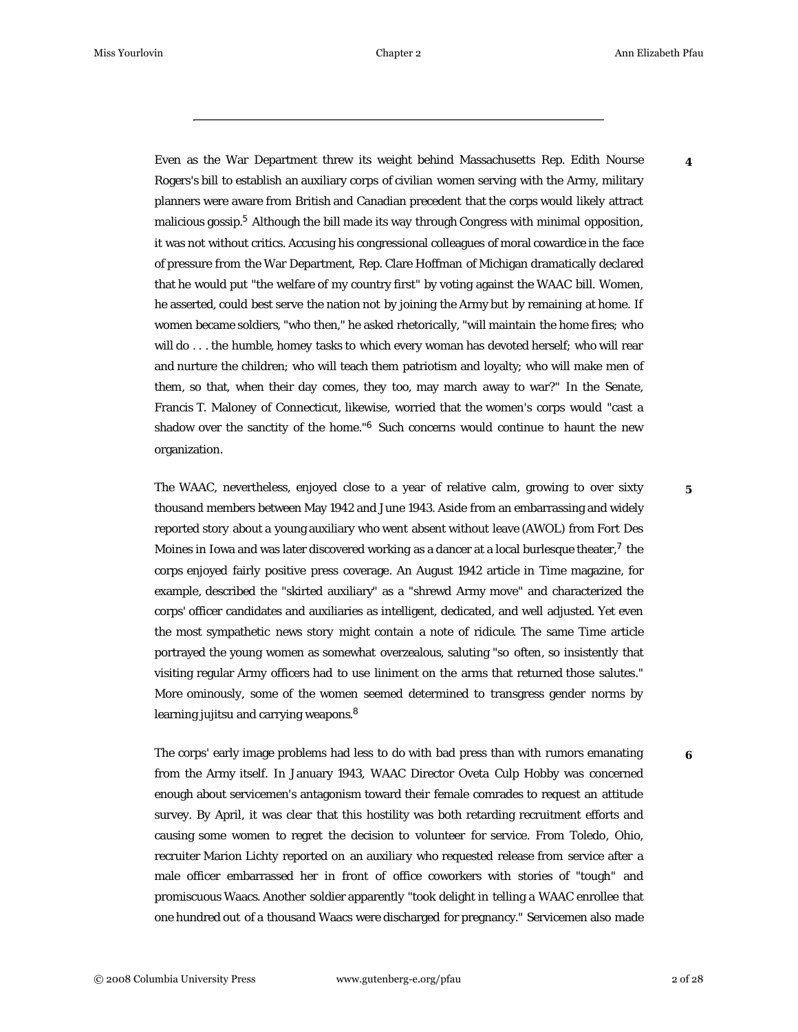Even as the War Department threw its weight behind Massachusetts Rep. Edith Nourse Rogers's bill to establish an auxiliary corps of civilian women serving with the Army, military planners were aware from British and Canadian precedent that the corps would likely attract malicious gossip.[5] Although the bill made its way through Congress with minimal opposition, it was not without critics. Accusing his congressional colleagues of moral cowardice in the face of pressure from the War Department, Rep. Clare Hoffman of Michigan dramatically declared that he would put "the welfare of my country first" by voting against the WAAC bill. Women, he asserted, could best serve the nation not by joining the Army but by remaining at home. If women became soldiers, "who then," he asked rhetorically, "will maintain the home fires; who will do . . . the humble, homey tasks to which every woman has devoted herself; who will rear and nurture the children; who will teach them patriotism and loyalty; who will make men of them, so that, when their day comes, they too, may march away to war?" In the Senate, Francis T. Maloney of Connecticut, likewise, worried that the women's corps would "cast a shadow over the sanctity of the home."[6] Such concerns would continue to haunt the new organization.

The WAAC, nevertheless, enjoyed close to a year of relative calm, growing to over sixty thousand members between May 1942 and June 1943. Aside from an embarrassing and widely reported story about a young auxiliary who went absent without leave (AWOL) from Fort Des Moines in Iowa and was later discovered working as a dancer at a local burlesque theater,[7] the corps enjoyed fairly positive press coverage. An August 1942 article in Time magazine, for example, described the "skirted auxiliary" as a "shrewd Army move" and characterized the corps' officer candidates and auxiliaries as intelligent, dedicated, and well adjusted. Yet even the most sympathetic news story might contain a note of ridicule. The same Time article portrayed the young women as somewhat overzealous, saluting "so often, so insistently that visiting regular Army officers had to use liniment on the arms that returned those salutes." More ominously, some of the women seemed determined to transgress gender norms by learning jujitsu and carrying weapons.[8]

The corps' early image problems had less to do with bad press than with rumors emanating from the Army itself. In January 1943, WAAC Director Oveta Culp Hobby was concerned enough about servicemen's antagonism toward their female comrades to request an attitude survey. By April, it was clear that this hostility was both retarding recruitment efforts and causing some women to regret the decision to volunteer for service. From Toledo, Ohio, recruiter Marion Lichty reported on an auxiliary who requested release from service after a male officer embarrassed her in front of office coworkers with stories of "tough" and promiscuous Waacs. Another soldier apparently "took delight in telling a WAAC enrollee that one hundred out of a thousand Waacs were discharged for pregnancy." Servicemen also made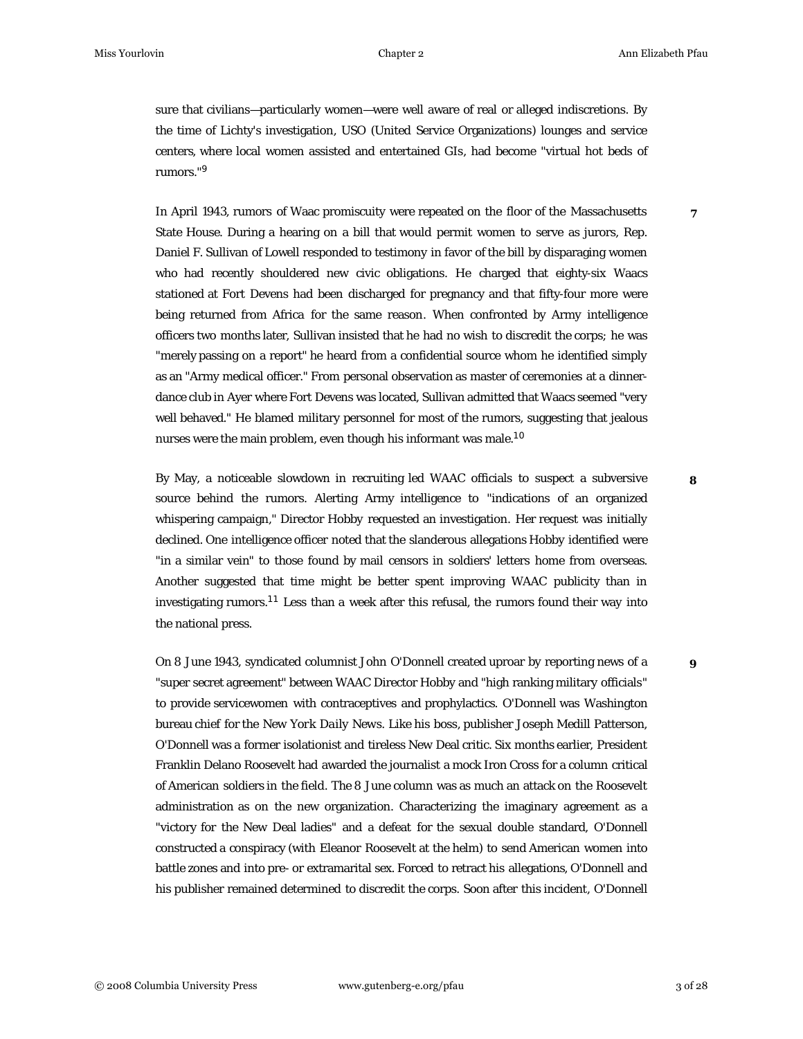sure that civilians—particularly women—were well aware of real or alleged indiscretions. By the time of Lichty's investigation, USO (United Service Organizations) lounges and service centers, where local women assisted and entertained GIs, had become "virtual hot beds of rumors."[9]

7

In April 1943, rumors of Waac promiscuity were repeated on the floor of the Massachusetts State House. During a hearing on a bill that would permit women to serve as jurors, Rep. Daniel F. Sullivan of Lowell responded to testimony in favor of the bill by disparaging women who had recently shouldered new civic obligations. He charged that eighty-six Waacs stationed at Fort Devens had been discharged for pregnancy and that fifty-four more were being returned from Africa for the same reason. When confronted by Army intelligence officers two months later, Sullivan insisted that he had no wish to discredit the corps; he was "merely passing on a report" he heard from a confidential source whom he identified simply as an "Army medical officer." From personal observation as master of ceremonies at a dinner-dance club in Ayer where Fort Devens was located, Sullivan admitted that Waacs seemed "very well behaved." He blamed military personnel for most of the rumors, suggesting that jealous nurses were the main problem, even though his informant was male.[10]

8

By May, a noticeable slowdown in recruiting led WAAC officials to suspect a subversive source behind the rumors. Alerting Army intelligence to "indications of an organized whispering campaign," Director Hobby requested an investigation. Her request was initially declined. One intelligence officer noted that the slanderous allegations Hobby identified were "in a similar vein" to those found by mail censors in soldiers' letters home from overseas. Another suggested that time might be better spent improving WAAC publicity than in investigating rumors.[11] Less than a week after this refusal, the rumors found their way into the national press.

9

On 8 June 1943, syndicated columnist John O'Donnell created uproar by reporting news of a "super secret agreement" between WAAC Director Hobby and "high ranking military officials" to provide servicewomen with contraceptives and prophylactics. O'Donnell was Washington bureau chief for the *New York Daily News*. Like his boss, publisher Joseph Medill Patterson, O'Donnell was a former isolationist and tireless New Deal critic. Six months earlier, President Franklin Delano Roosevelt had awarded the journalist a mock Iron Cross for a column critical of American soldiers in the field. The 8 June column was as much an attack on the Roosevelt administration as on the new organization. Characterizing the imaginary agreement as a "victory for the New Deal ladies" and a defeat for the sexual double standard, O'Donnell constructed a conspiracy (with Eleanor Roosevelt at the helm) to send American women into battle zones and into pre- or extramarital sex. Forced to retract his allegations, O'Donnell and his publisher remained determined to discredit the corps. Soon after this incident, O'Donnell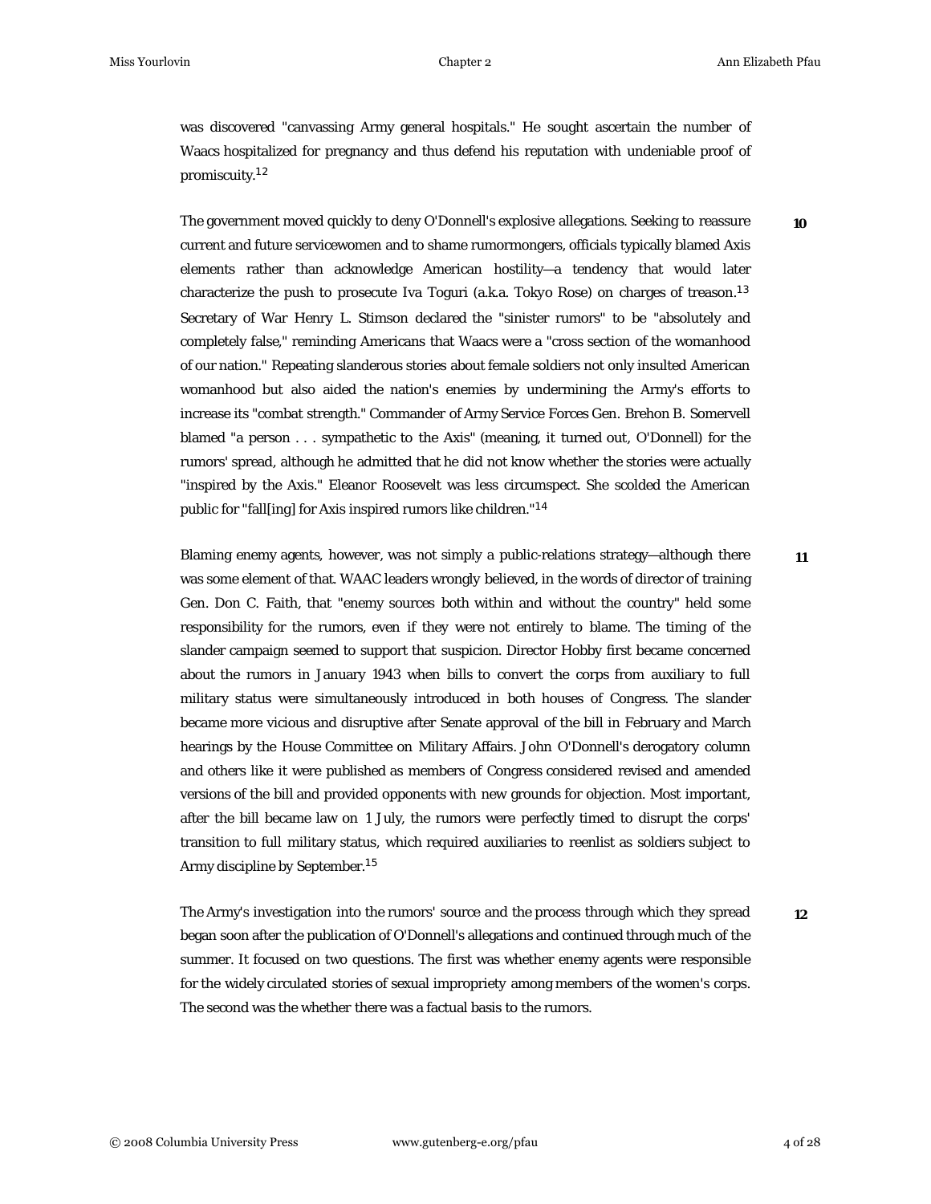was discovered "canvassing Army general hospitals." He sought ascertain the number of Waacs hospitalized for pregnancy and thus defend his reputation with undeniable proof of promiscuity.[12]

**10** The government moved quickly to deny O'Donnell's explosive allegations. Seeking to reassure current and future servicewomen and to shame rumormongers, officials typically blamed Axis elements rather than acknowledge American hostility—a tendency that would later characterize the push to prosecute Iva Toguri (a.k.a. Tokyo Rose) on charges of treason.[13] Secretary of War Henry L. Stimson declared the "sinister rumors" to be "absolutely and completely false," reminding Americans that Waacs were a "cross section of the womanhood of our nation." Repeating slanderous stories about female soldiers not only insulted American womanhood but also aided the nation's enemies by undermining the Army's efforts to increase its "combat strength." Commander of Army Service Forces Gen. Brehon B. Somervell blamed "a person . . . sympathetic to the Axis" (meaning, it turned out, O'Donnell) for the rumors' spread, although he admitted that he did not know whether the stories were actually "inspired by the Axis." Eleanor Roosevelt was less circumspect. She scolded the American public for "fall[ing] for Axis inspired rumors like children."[14]

**11** Blaming enemy agents, however, was not simply a public-relations strategy—although there was some element of that. WAAC leaders wrongly believed, in the words of director of training Gen. Don C. Faith, that "enemy sources both within and without the country" held some responsibility for the rumors, even if they were not entirely to blame. The timing of the slander campaign seemed to support that suspicion. Director Hobby first became concerned about the rumors in January 1943 when bills to convert the corps from auxiliary to full military status were simultaneously introduced in both houses of Congress. The slander became more vicious and disruptive after Senate approval of the bill in February and March hearings by the House Committee on Military Affairs. John O'Donnell's derogatory column and others like it were published as members of Congress considered revised and amended versions of the bill and provided opponents with new grounds for objection. Most important, after the bill became law on 1 July, the rumors were perfectly timed to disrupt the corps' transition to full military status, which required auxiliaries to reenlist as soldiers subject to Army discipline by September.[15]

**12** The Army's investigation into the rumors' source and the process through which they spread began soon after the publication of O'Donnell's allegations and continued through much of the summer. It focused on two questions. The first was whether enemy agents were responsible for the widely circulated stories of sexual impropriety among members of the women's corps. The second was the whether there was a factual basis to the rumors.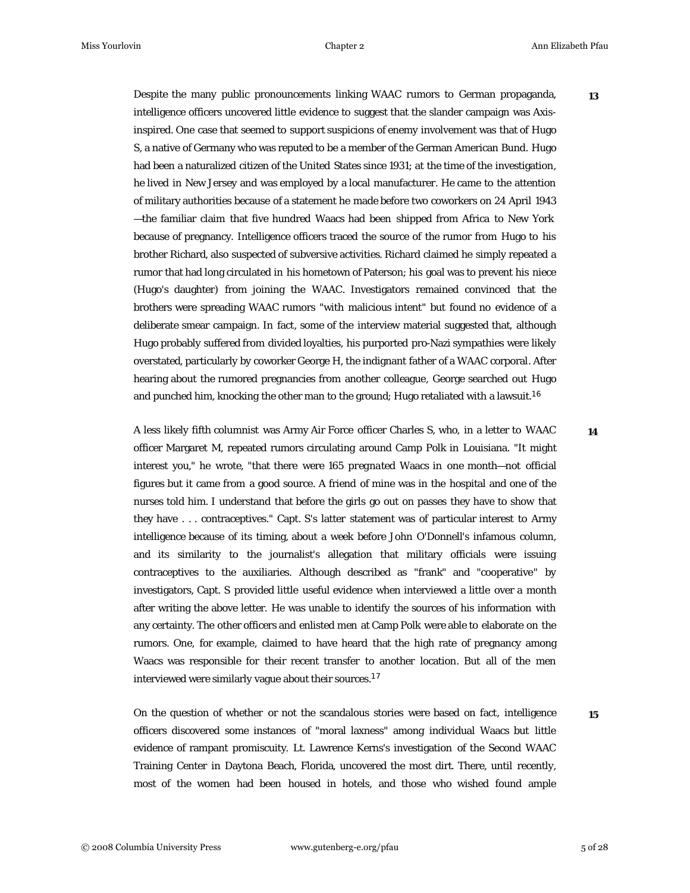Despite the many public pronouncements linking WAAC rumors to German propaganda, intelligence officers uncovered little evidence to suggest that the slander campaign was Axis-inspired. One case that seemed to support suspicions of enemy involvement was that of Hugo S, a native of Germany who was reputed to be a member of the German American Bund. Hugo had been a naturalized citizen of the United States since 1931; at the time of the investigation, he lived in New Jersey and was employed by a local manufacturer. He came to the attention of military authorities because of a statement he made before two coworkers on 24 April 1943—the familiar claim that five hundred Waacs had been shipped from Africa to New York because of pregnancy. Intelligence officers traced the source of the rumor from Hugo to his brother Richard, also suspected of subversive activities. Richard claimed he simply repeated a rumor that had long circulated in his hometown of Paterson; his goal was to prevent his niece (Hugo's daughter) from joining the WAAC. Investigators remained convinced that the brothers were spreading WAAC rumors "with malicious intent" but found no evidence of a deliberate smear campaign. In fact, some of the interview material suggested that, although Hugo probably suffered from divided loyalties, his purported pro-Nazi sympathies were likely overstated, particularly by coworker George H, the indignant father of a WAAC corporal. After hearing about the rumored pregnancies from another colleague, George searched out Hugo and punched him, knocking the other man to the ground; Hugo retaliated with a lawsuit.[16]

A less likely fifth columnist was Army Air Force officer Charles S, who, in a letter to WAAC officer Margaret M, repeated rumors circulating around Camp Polk in Louisiana. "It might interest you," he wrote, "that there were 165 pregnated Waacs in one month—not official figures but it came from a good source. A friend of mine was in the hospital and one of the nurses told him. I understand that before the girls go out on passes they have to show that they have . . . contraceptives." Capt. S's latter statement was of particular interest to Army intelligence because of its timing, about a week before John O'Donnell's infamous column, and its similarity to the journalist's allegation that military officials were issuing contraceptives to the auxiliaries. Although described as "frank" and "cooperative" by investigators, Capt. S provided little useful evidence when interviewed a little over a month after writing the above letter. He was unable to identify the sources of his information with any certainty. The other officers and enlisted men at Camp Polk were able to elaborate on the rumors. One, for example, claimed to have heard that the high rate of pregnancy among Waacs was responsible for their recent transfer to another location. But all of the men interviewed were similarly vague about their sources.[17]

On the question of whether or not the scandalous stories were based on fact, intelligence officers discovered some instances of "moral laxness" among individual Waacs but little evidence of rampant promiscuity. Lt. Lawrence Kerns's investigation of the Second WAAC Training Center in Daytona Beach, Florida, uncovered the most dirt. There, until recently, most of the women had been housed in hotels, and those who wished found ample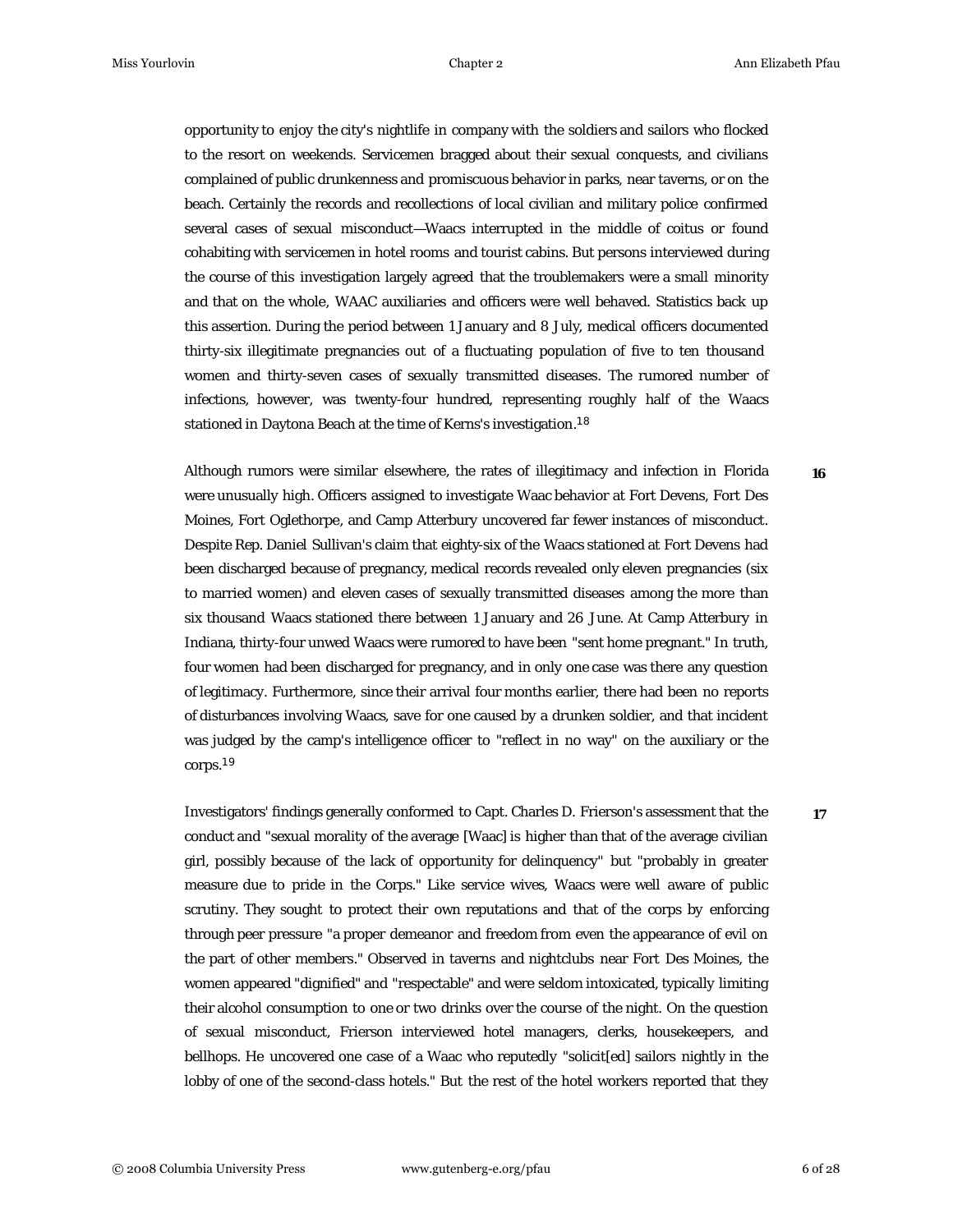opportunity to enjoy the city's nightlife in company with the soldiers and sailors who flocked to the resort on weekends. Servicemen bragged about their sexual conquests, and civilians complained of public drunkenness and promiscuous behavior in parks, near taverns, or on the beach. Certainly the records and recollections of local civilian and military police confirmed several cases of sexual misconduct—Waacs interrupted in the middle of coitus or found cohabiting with servicemen in hotel rooms and tourist cabins. But persons interviewed during the course of this investigation largely agreed that the troublemakers were a small minority and that on the whole, WAAC auxiliaries and officers were well behaved. Statistics back up this assertion. During the period between 1 January and 8 July, medical officers documented thirty-six illegitimate pregnancies out of a fluctuating population of five to ten thousand women and thirty-seven cases of sexually transmitted diseases. The rumored number of infections, however, was twenty-four hundred, representing roughly half of the Waacs stationed in Daytona Beach at the time of Kerns's investigation.[18]

**16**

Although rumors were similar elsewhere, the rates of illegitimacy and infection in Florida were unusually high. Officers assigned to investigate Waac behavior at Fort Devens, Fort Des Moines, Fort Oglethorpe, and Camp Atterbury uncovered far fewer instances of misconduct. Despite Rep. Daniel Sullivan's claim that eighty-six of the Waacs stationed at Fort Devens had been discharged because of pregnancy, medical records revealed only eleven pregnancies (six to married women) and eleven cases of sexually transmitted diseases among the more than six thousand Waacs stationed there between 1 January and 26 June. At Camp Atterbury in Indiana, thirty-four unwed Waacs were rumored to have been "sent home pregnant." In truth, four women had been discharged for pregnancy, and in only one case was there any question of legitimacy. Furthermore, since their arrival four months earlier, there had been no reports of disturbances involving Waacs, save for one caused by a drunken soldier, and that incident was judged by the camp's intelligence officer to "reflect in no way" on the auxiliary or the corps.[19]

**17**

Investigators' findings generally conformed to Capt. Charles D. Frierson's assessment that the conduct and "sexual morality of the average [Waac] is higher than that of the average civilian girl, possibly because of the lack of opportunity for delinquency" but "probably in greater measure due to pride in the Corps." Like service wives, Waacs were well aware of public scrutiny. They sought to protect their own reputations and that of the corps by enforcing through peer pressure "a proper demeanor and freedom from even the appearance of evil on the part of other members." Observed in taverns and nightclubs near Fort Des Moines, the women appeared "dignified" and "respectable" and were seldom intoxicated, typically limiting their alcohol consumption to one or two drinks over the course of the night. On the question of sexual misconduct, Frierson interviewed hotel managers, clerks, housekeepers, and bellhops. He uncovered one case of a Waac who reputedly "solicit[ed] sailors nightly in the lobby of one of the second-class hotels." But the rest of the hotel workers reported that they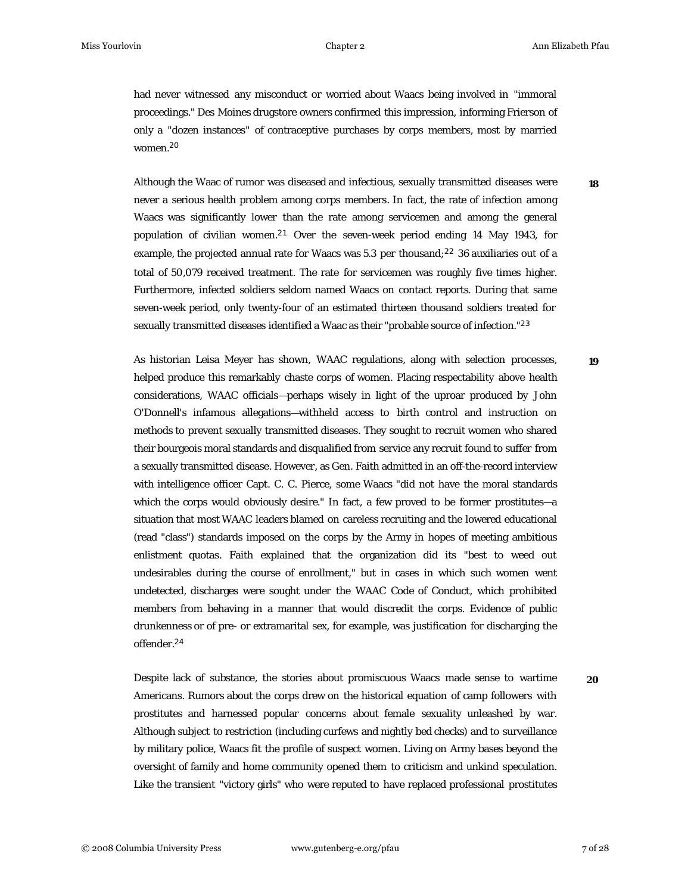had never witnessed any misconduct or worried about Waacs being involved in "immoral proceedings." Des Moines drugstore owners confirmed this impression, informing Frierson of only a "dozen instances" of contraceptive purchases by corps members, most by married women.[20]

18

Although the Waac of rumor was diseased and infectious, sexually transmitted diseases were never a serious health problem among corps members. In fact, the rate of infection among Waacs was significantly lower than the rate among servicemen and among the general population of civilian women.[21] Over the seven-week period ending 14 May 1943, for example, the projected annual rate for Waacs was 5.3 per thousand;[22] 36 auxiliaries out of a total of 50,079 received treatment. The rate for servicemen was roughly five times higher. Furthermore, infected soldiers seldom named Waacs on contact reports. During that same seven-week period, only twenty-four of an estimated thirteen thousand soldiers treated for sexually transmitted diseases identified a Waac as their "probable source of infection."[23]

19

As historian Leisa Meyer has shown, WAAC regulations, along with selection processes, helped produce this remarkably chaste corps of women. Placing respectability above health considerations, WAAC officials—perhaps wisely in light of the uproar produced by John O'Donnell's infamous allegations—withheld access to birth control and instruction on methods to prevent sexually transmitted diseases. They sought to recruit women who shared their bourgeois moral standards and disqualified from service any recruit found to suffer from a sexually transmitted disease. However, as Gen. Faith admitted in an off-the-record interview with intelligence officer Capt. C. C. Pierce, some Waacs "did not have the moral standards which the corps would obviously desire." In fact, a few proved to be former prostitutes—a situation that most WAAC leaders blamed on careless recruiting and the lowered educational (read "class") standards imposed on the corps by the Army in hopes of meeting ambitious enlistment quotas. Faith explained that the organization did its "best to weed out undesirables during the course of enrollment," but in cases in which such women went undetected, discharges were sought under the WAAC Code of Conduct, which prohibited members from behaving in a manner that would discredit the corps. Evidence of public drunkenness or of pre- or extramarital sex, for example, was justification for discharging the offender.[24]

20

Despite lack of substance, the stories about promiscuous Waacs made sense to wartime Americans. Rumors about the corps drew on the historical equation of camp followers with prostitutes and harnessed popular concerns about female sexuality unleashed by war. Although subject to restriction (including curfews and nightly bed checks) and to surveillance by military police, Waacs fit the profile of suspect women. Living on Army bases beyond the oversight of family and home community opened them to criticism and unkind speculation. Like the transient "victory girls" who were reputed to have replaced professional prostitutes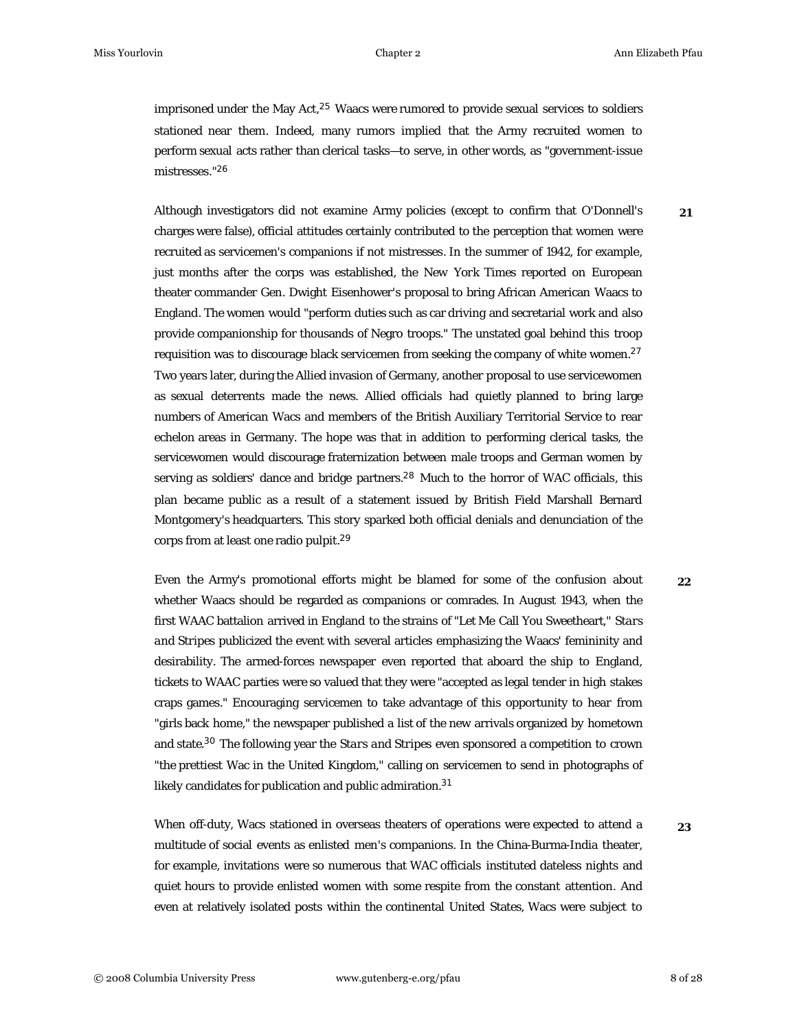imprisoned under the May Act,[25] Waacs were rumored to provide sexual services to soldiers stationed near them. Indeed, many rumors implied that the Army recruited women to perform sexual acts rather than clerical tasks—to serve, in other words, as "government-issue mistresses."[26]

21

Although investigators did not examine Army policies (except to confirm that O'Donnell's charges were false), official attitudes certainly contributed to the perception that women were recruited as servicemen's companions if not mistresses. In the summer of 1942, for example, just months after the corps was established, the New York Times reported on European theater commander Gen. Dwight Eisenhower's proposal to bring African American Waacs to England. The women would "perform duties such as car driving and secretarial work and also provide companionship for thousands of Negro troops." The unstated goal behind this troop requisition was to discourage black servicemen from seeking the company of white women.[27] Two years later, during the Allied invasion of Germany, another proposal to use servicewomen as sexual deterrents made the news. Allied officials had quietly planned to bring large numbers of American Wacs and members of the British Auxiliary Territorial Service to rear echelon areas in Germany. The hope was that in addition to performing clerical tasks, the servicewomen would discourage fraternization between male troops and German women by serving as soldiers' dance and bridge partners.[28] Much to the horror of WAC officials, this plan became public as a result of a statement issued by British Field Marshall Bernard Montgomery's headquarters. This story sparked both official denials and denunciation of the corps from at least one radio pulpit.[29]

22

Even the Army's promotional efforts might be blamed for some of the confusion about whether Waacs should be regarded as companions or comrades. In August 1943, when the first WAAC battalion arrived in England to the strains of "Let Me Call You Sweetheart," *Stars and Stripes* publicized the event with several articles emphasizing the Waacs' femininity and desirability. The armed-forces newspaper even reported that aboard the ship to England, tickets to WAAC parties were so valued that they were "accepted as legal tender in high stakes craps games." Encouraging servicemen to take advantage of this opportunity to hear from "girls back home," the newspaper published a list of the new arrivals organized by hometown and state.[30] The following year the *Stars and Stripes* even sponsored a competition to crown "the prettiest Wac in the United Kingdom," calling on servicemen to send in photographs of likely candidates for publication and public admiration.[31]

23

When off-duty, Wacs stationed in overseas theaters of operations were expected to attend a multitude of social events as enlisted men's companions. In the China-Burma-India theater, for example, invitations were so numerous that WAC officials instituted dateless nights and quiet hours to provide enlisted women with some respite from the constant attention. And even at relatively isolated posts within the continental United States, Wacs were subject to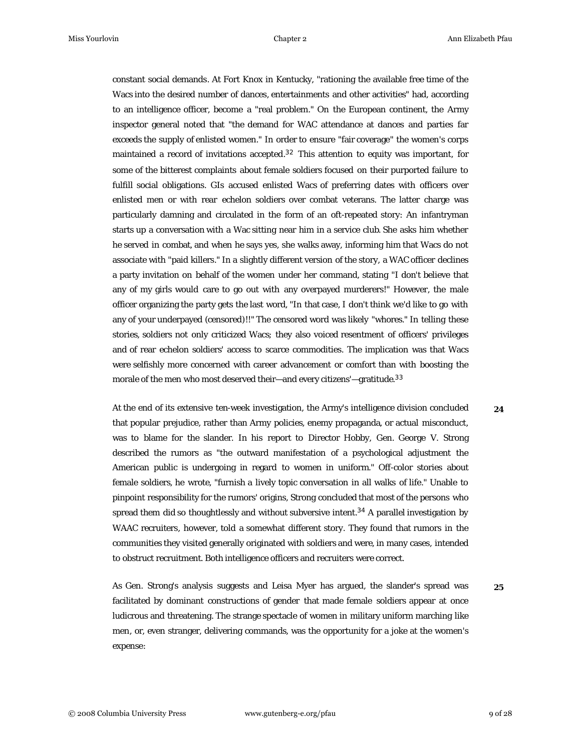constant social demands. At Fort Knox in Kentucky, "rationing the available free time of the Wacs into the desired number of dances, entertainments and other activities" had, according to an intelligence officer, become a "real problem." On the European continent, the Army inspector general noted that "the demand for WAC attendance at dances and parties far exceeds the supply of enlisted women." In order to ensure "fair coverage" the women's corps maintained a record of invitations accepted.[32] This attention to equity was important, for some of the bitterest complaints about female soldiers focused on their purported failure to fulfill social obligations. GIs accused enlisted Wacs of preferring dates with officers over enlisted men or with rear echelon soldiers over combat veterans. The latter charge was particularly damning and circulated in the form of an oft-repeated story: An infantryman starts up a conversation with a Wac sitting near him in a service club. She asks him whether he served in combat, and when he says yes, she walks away, informing him that Wacs do not associate with "paid killers." In a slightly different version of the story, a WAC officer declines a party invitation on behalf of the women under her command, stating "I don't believe that any of my girls would care to go out with any overpayed murderers!" However, the male officer organizing the party gets the last word, "In that case, I don't think we'd like to go with any of your underpayed (censored)!!" The censored word was likely "whores." In telling these stories, soldiers not only criticized Wacs; they also voiced resentment of officers' privileges and of rear echelon soldiers' access to scarce commodities. The implication was that Wacs were selfishly more concerned with career advancement or comfort than with boosting the morale of the men who most deserved their—and every citizens'—gratitude.[33]

**24** At the end of its extensive ten-week investigation, the Army's intelligence division concluded that popular prejudice, rather than Army policies, enemy propaganda, or actual misconduct, was to blame for the slander. In his report to Director Hobby, Gen. George V. Strong described the rumors as "the outward manifestation of a psychological adjustment the American public is undergoing in regard to women in uniform." Off-color stories about female soldiers, he wrote, "furnish a lively topic conversation in all walks of life." Unable to pinpoint responsibility for the rumors' origins, Strong concluded that most of the persons who spread them did so thoughtlessly and without subversive intent.[34] A parallel investigation by WAAC recruiters, however, told a somewhat different story. They found that rumors in the communities they visited generally originated with soldiers and were, in many cases, intended to obstruct recruitment. Both intelligence officers and recruiters were correct.

**25** As Gen. Strong's analysis suggests and Leisa Myer has argued, the slander's spread was facilitated by dominant constructions of gender that made female soldiers appear at once ludicrous and threatening. The strange spectacle of women in military uniform marching like men, or, even stranger, delivering commands, was the opportunity for a joke at the women's expense: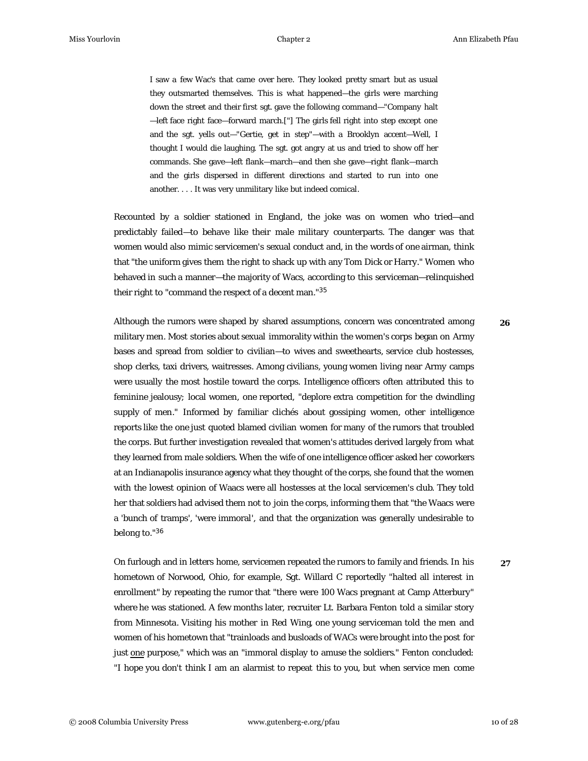> I saw a few Wac's that came over here. They looked pretty smart but as usual they outsmarted themselves. This is what happened—the girls were marching down the street and their first sgt. gave the following command—"Company halt—left face right face—forward march.["] The girls fell right into step except one and the sgt. yells out—"Gertie, get in step"—with a Brooklyn accent—Well, I thought I would die laughing. The sgt. got angry at us and tried to show off her commands. She gave—left flank—march—and then she gave—right flank—march and the girls dispersed in different directions and started to run into one another. . . . It was very unmilitary like but indeed comical.

Recounted by a soldier stationed in England, the joke was on women who tried—and predictably failed—to behave like their male military counterparts. The danger was that women would also mimic servicemen's sexual conduct and, in the words of one airman, think that "the uniform gives them the right to shack up with any Tom Dick or Harry." Women who behaved in such a manner—the majority of Wacs, according to this serviceman—relinquished their right to "command the respect of a decent man."[35]

**26** Although the rumors were shaped by shared assumptions, concern was concentrated among military men. Most stories about sexual immorality within the women's corps began on Army bases and spread from soldier to civilian—to wives and sweethearts, service club hostesses, shop clerks, taxi drivers, waitresses. Among civilians, young women living near Army camps were usually the most hostile toward the corps. Intelligence officers often attributed this to feminine jealousy; local women, one reported, "deplore extra competition for the dwindling supply of men." Informed by familiar clichés about gossiping women, other intelligence reports like the one just quoted blamed civilian women for many of the rumors that troubled the corps. But further investigation revealed that women's attitudes derived largely from what they learned from male soldiers. When the wife of one intelligence officer asked her coworkers at an Indianapolis insurance agency what they thought of the corps, she found that the women with the lowest opinion of Waacs were all hostesses at the local servicemen's club. They told her that soldiers had advised them not to join the corps, informing them that "the Waacs were a 'bunch of tramps', 'were immoral', and that the organization was generally undesirable to belong to."[36]

**27** On furlough and in letters home, servicemen repeated the rumors to family and friends. In his hometown of Norwood, Ohio, for example, Sgt. Willard C reportedly "halted all interest in enrollment" by repeating the rumor that "there were 100 Wacs pregnant at Camp Atterbury" where he was stationed. A few months later, recruiter Lt. Barbara Fenton told a similar story from Minnesota. Visiting his mother in Red Wing, one young serviceman told the men and women of his hometown that "trainloads and busloads of WACs were brought into the post for just one purpose," which was an "immoral display to amuse the soldiers." Fenton concluded: "I hope you don't think I am an alarmist to repeat this to you, but when service men come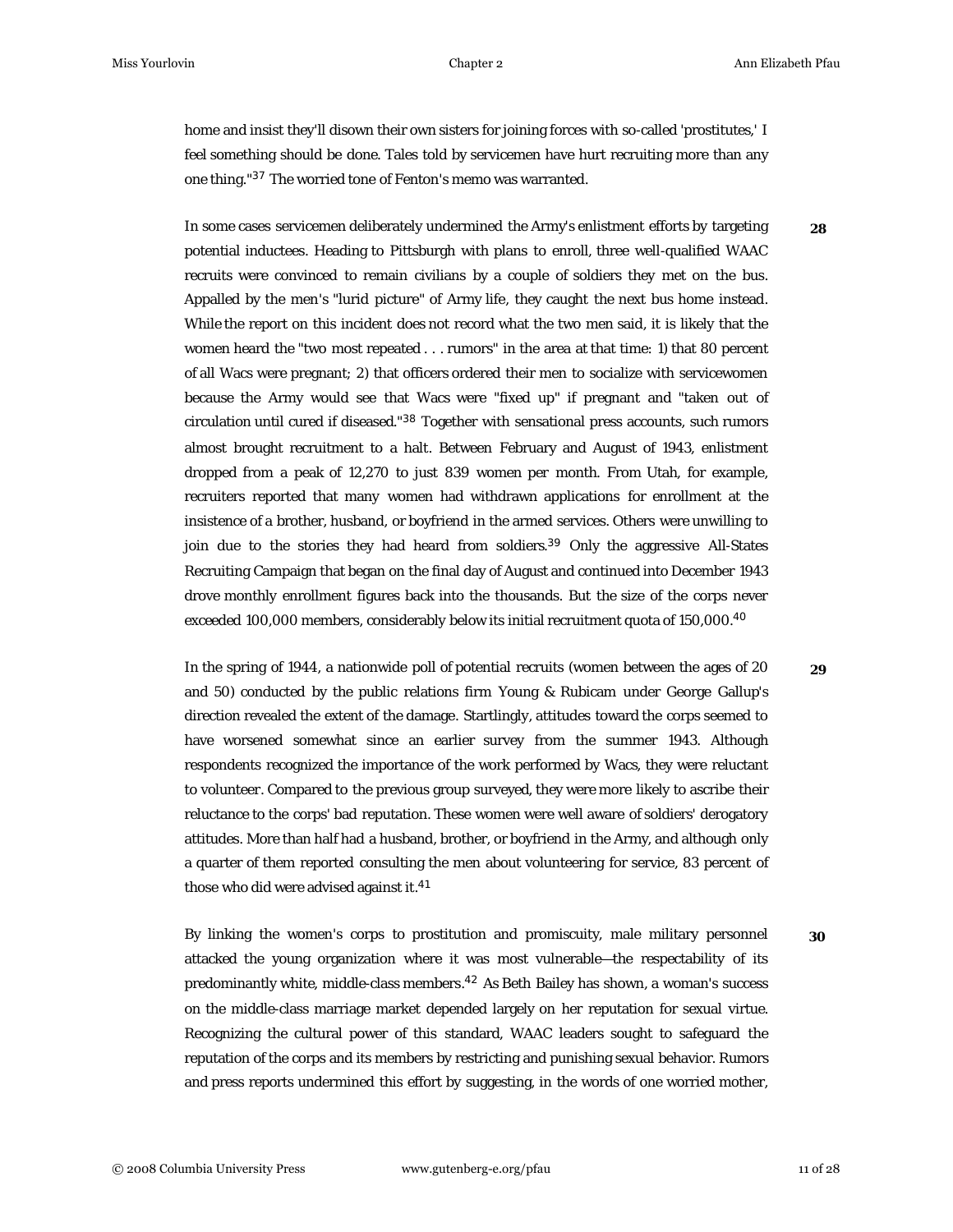home and insist they'll disown their own sisters for joining forces with so-called 'prostitutes,' I feel something should be done. Tales told by servicemen have hurt recruiting more than any one thing."[37] The worried tone of Fenton's memo was warranted.

28

In some cases servicemen deliberately undermined the Army's enlistment efforts by targeting potential inductees. Heading to Pittsburgh with plans to enroll, three well-qualified WAAC recruits were convinced to remain civilians by a couple of soldiers they met on the bus. Appalled by the men's "lurid picture" of Army life, they caught the next bus home instead. While the report on this incident does not record what the two men said, it is likely that the women heard the "two most repeated . . . rumors" in the area at that time: 1) that 80 percent of all Wacs were pregnant; 2) that officers ordered their men to socialize with servicewomen because the Army would see that Wacs were "fixed up" if pregnant and "taken out of circulation until cured if diseased."[38] Together with sensational press accounts, such rumors almost brought recruitment to a halt. Between February and August of 1943, enlistment dropped from a peak of 12,270 to just 839 women per month. From Utah, for example, recruiters reported that many women had withdrawn applications for enrollment at the insistence of a brother, husband, or boyfriend in the armed services. Others were unwilling to join due to the stories they had heard from soldiers.[39] Only the aggressive All-States Recruiting Campaign that began on the final day of August and continued into December 1943 drove monthly enrollment figures back into the thousands. But the size of the corps never exceeded 100,000 members, considerably below its initial recruitment quota of 150,000.[40]

29

In the spring of 1944, a nationwide poll of potential recruits (women between the ages of 20 and 50) conducted by the public relations firm Young & Rubicam under George Gallup's direction revealed the extent of the damage. Startlingly, attitudes toward the corps seemed to have worsened somewhat since an earlier survey from the summer 1943. Although respondents recognized the importance of the work performed by Wacs, they were reluctant to volunteer. Compared to the previous group surveyed, they were more likely to ascribe their reluctance to the corps' bad reputation. These women were well aware of soldiers' derogatory attitudes. More than half had a husband, brother, or boyfriend in the Army, and although only a quarter of them reported consulting the men about volunteering for service, 83 percent of those who did were advised against it.[41]

30

By linking the women's corps to prostitution and promiscuity, male military personnel attacked the young organization where it was most vulnerable—the respectability of its predominantly white, middle-class members.[42] As Beth Bailey has shown, a woman's success on the middle-class marriage market depended largely on her reputation for sexual virtue. Recognizing the cultural power of this standard, WAAC leaders sought to safeguard the reputation of the corps and its members by restricting and punishing sexual behavior. Rumors and press reports undermined this effort by suggesting, in the words of one worried mother,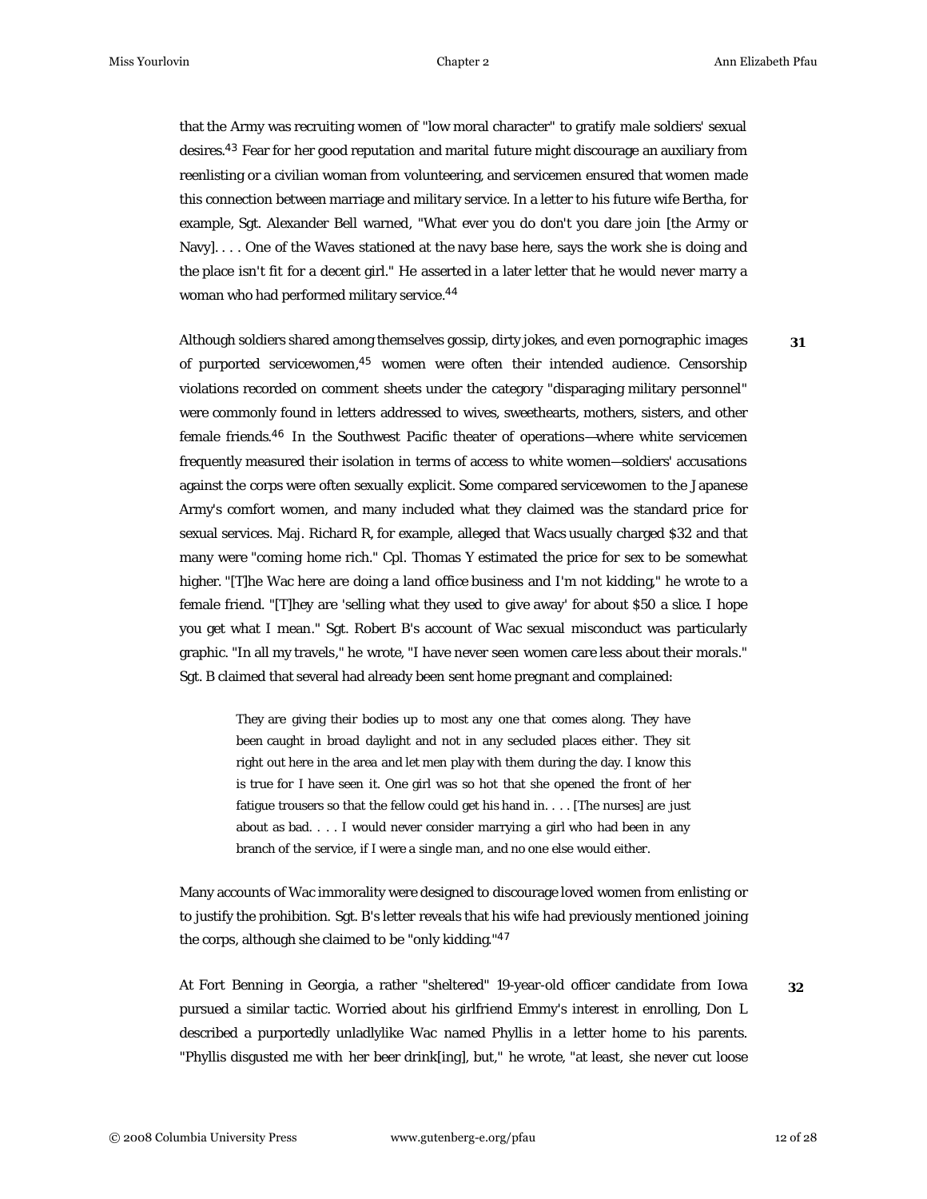that the Army was recruiting women of "low moral character" to gratify male soldiers' sexual desires.[43] Fear for her good reputation and marital future might discourage an auxiliary from reenlisting or a civilian woman from volunteering, and servicemen ensured that women made this connection between marriage and military service. In a letter to his future wife Bertha, for example, Sgt. Alexander Bell warned, "What ever you do don't you dare join [the Army or Navy]. . . . One of the Waves stationed at the navy base here, says the work she is doing and the place isn't fit for a decent girl." He asserted in a later letter that he would never marry a woman who had performed military service.[44]

Although soldiers shared among themselves gossip, dirty jokes, and even pornographic images of purported servicewomen,[45] women were often their intended audience. Censorship violations recorded on comment sheets under the category "disparaging military personnel" were commonly found in letters addressed to wives, sweethearts, mothers, sisters, and other female friends.[46] In the Southwest Pacific theater of operations—where white servicemen frequently measured their isolation in terms of access to white women—soldiers' accusations against the corps were often sexually explicit. Some compared servicewomen to the Japanese Army's comfort women, and many included what they claimed was the standard price for sexual services. Maj. Richard R, for example, alleged that Wacs usually charged $32 and that many were "coming home rich." Cpl. Thomas Y estimated the price for sex to be somewhat higher. "[T]he Wac here are doing a land office business and I'm not kidding," he wrote to a female friend. "[T]hey are 'selling what they used to give away' for about $50 a slice. I hope you get what I mean." Sgt. Robert B's account of Wac sexual misconduct was particularly graphic. "In all my travels," he wrote, "I have never seen women care less about their morals." Sgt. B claimed that several had already been sent home pregnant and complained:

> They are giving their bodies up to most any one that comes along. They have been caught in broad daylight and not in any secluded places either. They sit right out here in the area and let men play with them during the day. I know this is true for I have seen it. One girl was so hot that she opened the front of her fatigue trousers so that the fellow could get his hand in. . . . [The nurses] are just about as bad. . . . I would never consider marrying a girl who had been in any branch of the service, if I were a single man, and no one else would either.

Many accounts of Wac immorality were designed to discourage loved women from enlisting or to justify the prohibition. Sgt. B's letter reveals that his wife had previously mentioned joining the corps, although she claimed to be "only kidding."[47]

At Fort Benning in Georgia, a rather "sheltered" 19-year-old officer candidate from Iowa pursued a similar tactic. Worried about his girlfriend Emmy's interest in enrolling, Don L described a purportedly unladylike Wac named Phyllis in a letter home to his parents. "Phyllis disgusted me with her beer drink[ing], but," he wrote, "at least, she never cut loose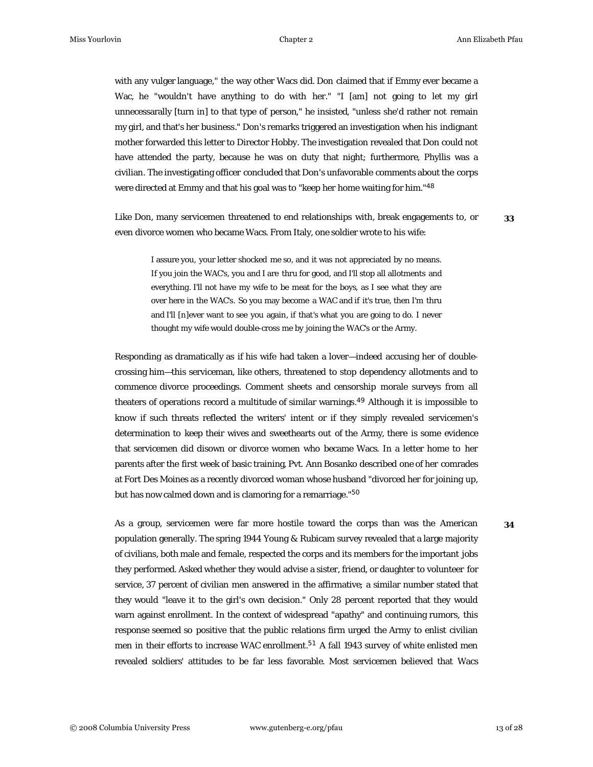with any vulger language," the way other Wacs did. Don claimed that if Emmy ever became a Wac, he "wouldn't have anything to do with her." "I [am] not going to let my girl unnecessarally [turn in] to that type of person," he insisted, "unless she'd rather not remain my girl, and that's her business." Don's remarks triggered an investigation when his indignant mother forwarded this letter to Director Hobby. The investigation revealed that Don could not have attended the party, because he was on duty that night; furthermore, Phyllis was a civilian. The investigating officer concluded that Don's unfavorable comments about the corps were directed at Emmy and that his goal was to "keep her home waiting for him."[48]

**33**

Like Don, many servicemen threatened to end relationships with, break engagements to, or even divorce women who became Wacs. From Italy, one soldier wrote to his wife:

> I assure you, your letter shocked me so, and it was not appreciated by no means. If you join the WAC's, you and I are thru for good, and I'll stop all allotments and everything. I'll not have my wife to be meat for the boys, as I see what they are over here in the WAC's. So you may become a WAC and if it's true, then I'm thru and I'll [n]ever want to see you again, if that's what you are going to do. I never thought my wife would double-cross me by joining the WAC's or the Army.

Responding as dramatically as if his wife had taken a lover—indeed accusing her of double-crossing him—this serviceman, like others, threatened to stop dependency allotments and to commence divorce proceedings. Comment sheets and censorship morale surveys from all theaters of operations record a multitude of similar warnings.[49] Although it is impossible to know if such threats reflected the writers' intent or if they simply revealed servicemen's determination to keep their wives and sweethearts out of the Army, there is some evidence that servicemen did disown or divorce women who became Wacs. In a letter home to her parents after the first week of basic training, Pvt. Ann Bosanko described one of her comrades at Fort Des Moines as a recently divorced woman whose husband "divorced her for joining up, but has now calmed down and is clamoring for a remarriage."[50]

**34**

As a group, servicemen were far more hostile toward the corps than was the American population generally. The spring 1944 Young & Rubicam survey revealed that a large majority of civilians, both male and female, respected the corps and its members for the important jobs they performed. Asked whether they would advise a sister, friend, or daughter to volunteer for service, 37 percent of civilian men answered in the affirmative; a similar number stated that they would "leave it to the girl's own decision." Only 28 percent reported that they would warn against enrollment. In the context of widespread "apathy" and continuing rumors, this response seemed so positive that the public relations firm urged the Army to enlist civilian men in their efforts to increase WAC enrollment.[51] A fall 1943 survey of white enlisted men revealed soldiers' attitudes to be far less favorable. Most servicemen believed that Wacs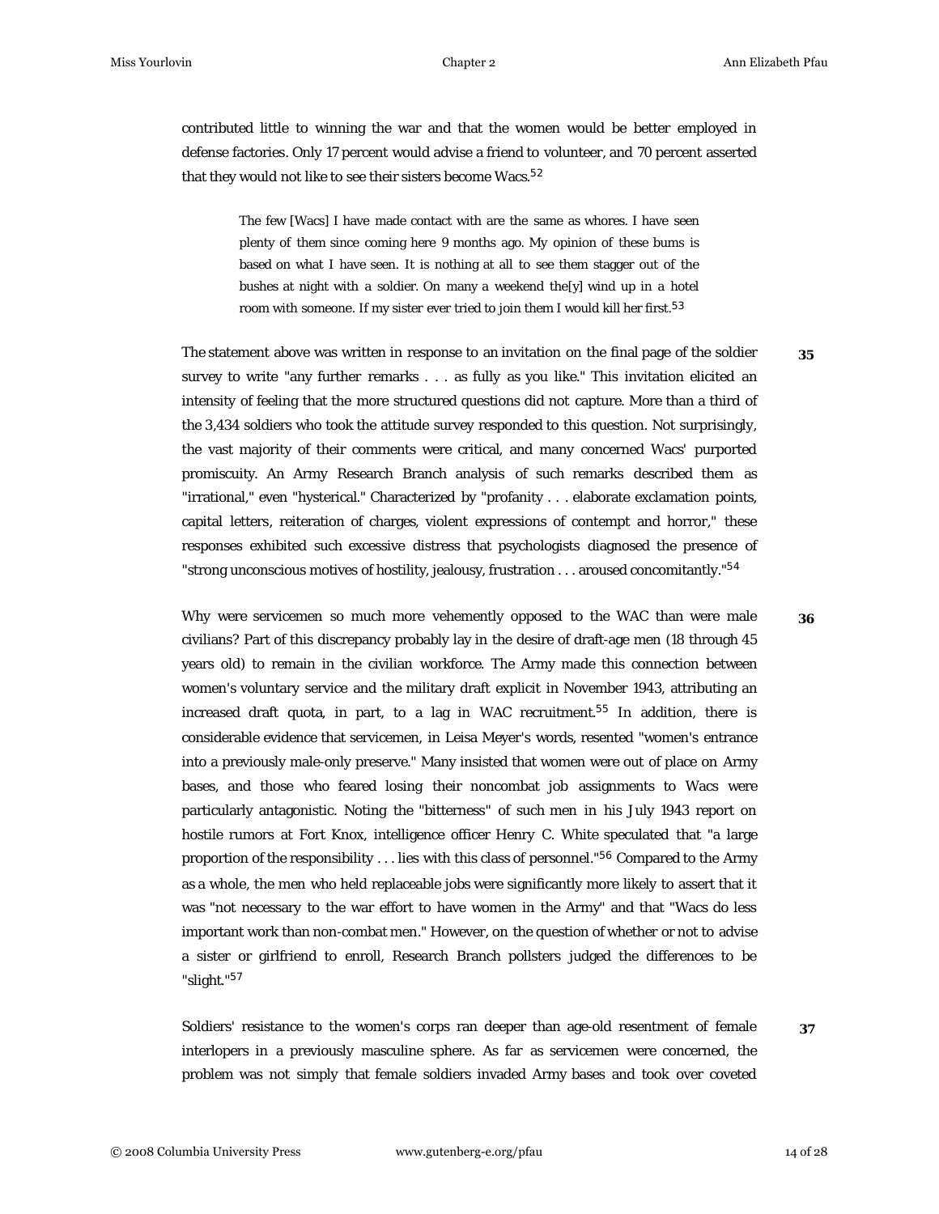contributed little to winning the war and that the women would be better employed in defense factories. Only 17 percent would advise a friend to volunteer, and 70 percent asserted that they would not like to see their sisters become Wacs.[52]

> The few [Wacs] I have made contact with are the same as whores. I have seen plenty of them since coming here 9 months ago. My opinion of these bums is based on what I have seen. It is nothing at all to see them stagger out of the bushes at night with a soldier. On many a weekend the[y] wind up in a hotel room with someone. If my sister ever tried to join them I would kill her first.[53]

**35** The statement above was written in response to an invitation on the final page of the soldier survey to write "any further remarks . . . as fully as you like." This invitation elicited an intensity of feeling that the more structured questions did not capture. More than a third of the 3,434 soldiers who took the attitude survey responded to this question. Not surprisingly, the vast majority of their comments were critical, and many concerned Wacs' purported promiscuity. An Army Research Branch analysis of such remarks described them as "irrational," even "hysterical." Characterized by "profanity . . . elaborate exclamation points, capital letters, reiteration of charges, violent expressions of contempt and horror," these responses exhibited such excessive distress that psychologists diagnosed the presence of "strong unconscious motives of hostility, jealousy, frustration . . . aroused concomitantly."[54]

**36** Why were servicemen so much more vehemently opposed to the WAC than were male civilians? Part of this discrepancy probably lay in the desire of draft-age men (18 through 45 years old) to remain in the civilian workforce. The Army made this connection between women's voluntary service and the military draft explicit in November 1943, attributing an increased draft quota, in part, to a lag in WAC recruitment.[55] In addition, there is considerable evidence that servicemen, in Leisa Meyer's words, resented "women's entrance into a previously male-only preserve." Many insisted that women were out of place on Army bases, and those who feared losing their noncombat job assignments to Wacs were particularly antagonistic. Noting the "bitterness" of such men in his July 1943 report on hostile rumors at Fort Knox, intelligence officer Henry C. White speculated that "a large proportion of the responsibility . . . lies with this class of personnel."[56] Compared to the Army as a whole, the men who held replaceable jobs were significantly more likely to assert that it was "not necessary to the war effort to have women in the Army" and that "Wacs do less important work than non-combat men." However, on the question of whether or not to advise a sister or girlfriend to enroll, Research Branch pollsters judged the differences to be "slight."[57]

**37** Soldiers' resistance to the women's corps ran deeper than age-old resentment of female interlopers in a previously masculine sphere. As far as servicemen were concerned, the problem was not simply that female soldiers invaded Army bases and took over coveted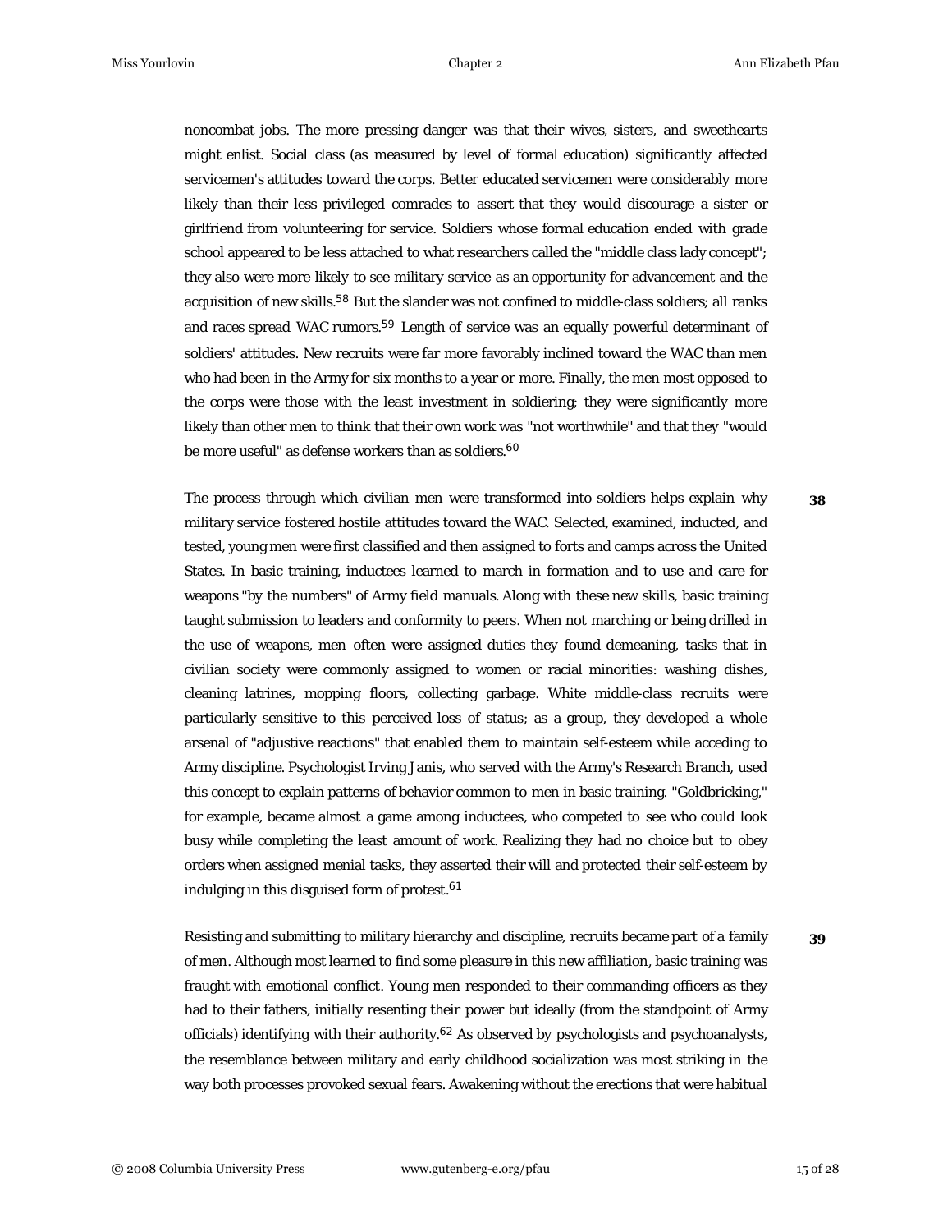noncombat jobs. The more pressing danger was that their wives, sisters, and sweethearts might enlist. Social class (as measured by level of formal education) significantly affected servicemen's attitudes toward the corps. Better educated servicemen were considerably more likely than their less privileged comrades to assert that they would discourage a sister or girlfriend from volunteering for service. Soldiers whose formal education ended with grade school appeared to be less attached to what researchers called the "middle class lady concept"; they also were more likely to see military service as an opportunity for advancement and the acquisition of new skills.[58] But the slander was not confined to middle-class soldiers; all ranks and races spread WAC rumors.[59] Length of service was an equally powerful determinant of soldiers' attitudes. New recruits were far more favorably inclined toward the WAC than men who had been in the Army for six months to a year or more. Finally, the men most opposed to the corps were those with the least investment in soldiering; they were significantly more likely than other men to think that their own work was "not worthwhile" and that they "would be more useful" as defense workers than as soldiers.[60]

**38** The process through which civilian men were transformed into soldiers helps explain why military service fostered hostile attitudes toward the WAC. Selected, examined, inducted, and tested, young men were first classified and then assigned to forts and camps across the United States. In basic training, inductees learned to march in formation and to use and care for weapons "by the numbers" of Army field manuals. Along with these new skills, basic training taught submission to leaders and conformity to peers. When not marching or being drilled in the use of weapons, men often were assigned duties they found demeaning, tasks that in civilian society were commonly assigned to women or racial minorities: washing dishes, cleaning latrines, mopping floors, collecting garbage. White middle-class recruits were particularly sensitive to this perceived loss of status; as a group, they developed a whole arsenal of "adjustive reactions" that enabled them to maintain self-esteem while acceding to Army discipline. Psychologist Irving Janis, who served with the Army's Research Branch, used this concept to explain patterns of behavior common to men in basic training. "Goldbricking," for example, became almost a game among inductees, who competed to see who could look busy while completing the least amount of work. Realizing they had no choice but to obey orders when assigned menial tasks, they asserted their will and protected their self-esteem by indulging in this disguised form of protest.[61]

**39** Resisting and submitting to military hierarchy and discipline, recruits became part of a family of men. Although most learned to find some pleasure in this new affiliation, basic training was fraught with emotional conflict. Young men responded to their commanding officers as they had to their fathers, initially resenting their power but ideally (from the standpoint of Army officials) identifying with their authority.[62] As observed by psychologists and psychoanalysts, the resemblance between military and early childhood socialization was most striking in the way both processes provoked sexual fears. Awakening without the erections that were habitual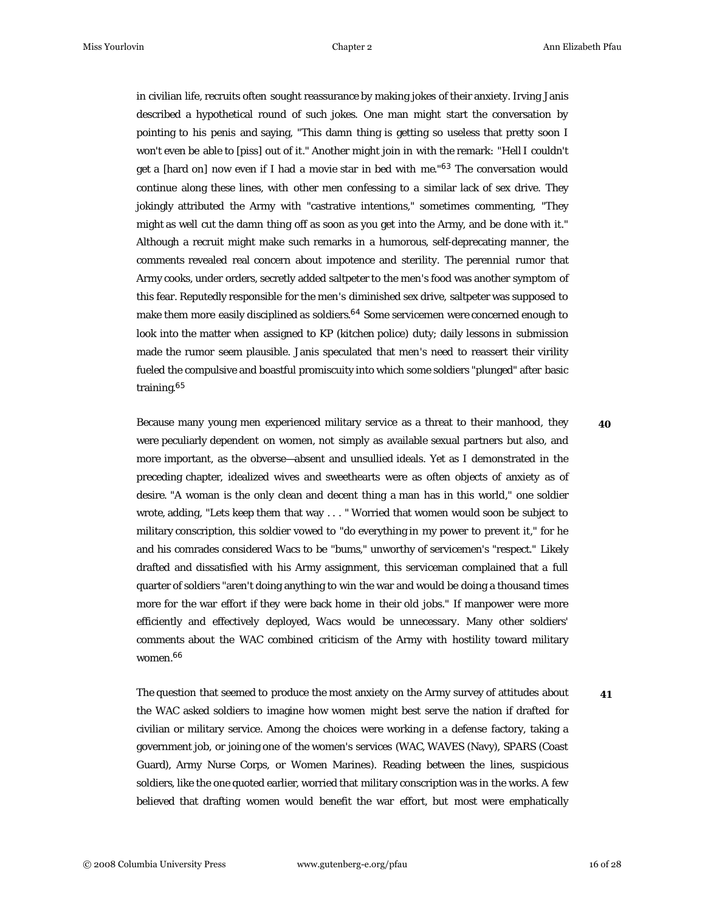in civilian life, recruits often sought reassurance by making jokes of their anxiety. Irving Janis described a hypothetical round of such jokes. One man might start the conversation by pointing to his penis and saying, "This damn thing is getting so useless that pretty soon I won't even be able to [piss] out of it." Another might join in with the remark: "Hell I couldn't get a [hard on] now even if I had a movie star in bed with me."[63] The conversation would continue along these lines, with other men confessing to a similar lack of sex drive. They jokingly attributed the Army with "castrative intentions," sometimes commenting, "They might as well cut the damn thing off as soon as you get into the Army, and be done with it." Although a recruit might make such remarks in a humorous, self-deprecating manner, the comments revealed real concern about impotence and sterility. The perennial rumor that Army cooks, under orders, secretly added saltpeter to the men's food was another symptom of this fear. Reputedly responsible for the men's diminished sex drive, saltpeter was supposed to make them more easily disciplined as soldiers.[64] Some servicemen were concerned enough to look into the matter when assigned to KP (kitchen police) duty; daily lessons in submission made the rumor seem plausible. Janis speculated that men's need to reassert their virility fueled the compulsive and boastful promiscuity into which some soldiers "plunged" after basic training.[65]

Because many young men experienced military service as a threat to their manhood, they were peculiarly dependent on women, not simply as available sexual partners but also, and more important, as the obverse—absent and unsullied ideals. Yet as I demonstrated in the preceding chapter, idealized wives and sweethearts were as often objects of anxiety as of desire. "A woman is the only clean and decent thing a man has in this world," one soldier wrote, adding, "Lets keep them that way . . . " Worried that women would soon be subject to military conscription, this soldier vowed to "do everything in my power to prevent it," for he and his comrades considered Wacs to be "bums," unworthy of servicemen's "respect." Likely drafted and dissatisfied with his Army assignment, this serviceman complained that a full quarter of soldiers "aren't doing anything to win the war and would be doing a thousand times more for the war effort if they were back home in their old jobs." If manpower were more efficiently and effectively deployed, Wacs would be unnecessary. Many other soldiers' comments about the WAC combined criticism of the Army with hostility toward military women.[66]

The question that seemed to produce the most anxiety on the Army survey of attitudes about the WAC asked soldiers to imagine how women might best serve the nation if drafted for civilian or military service. Among the choices were working in a defense factory, taking a government job, or joining one of the women's services (WAC, WAVES (Navy), SPARS (Coast Guard), Army Nurse Corps, or Women Marines). Reading between the lines, suspicious soldiers, like the one quoted earlier, worried that military conscription was in the works. A few believed that drafting women would benefit the war effort, but most were emphatically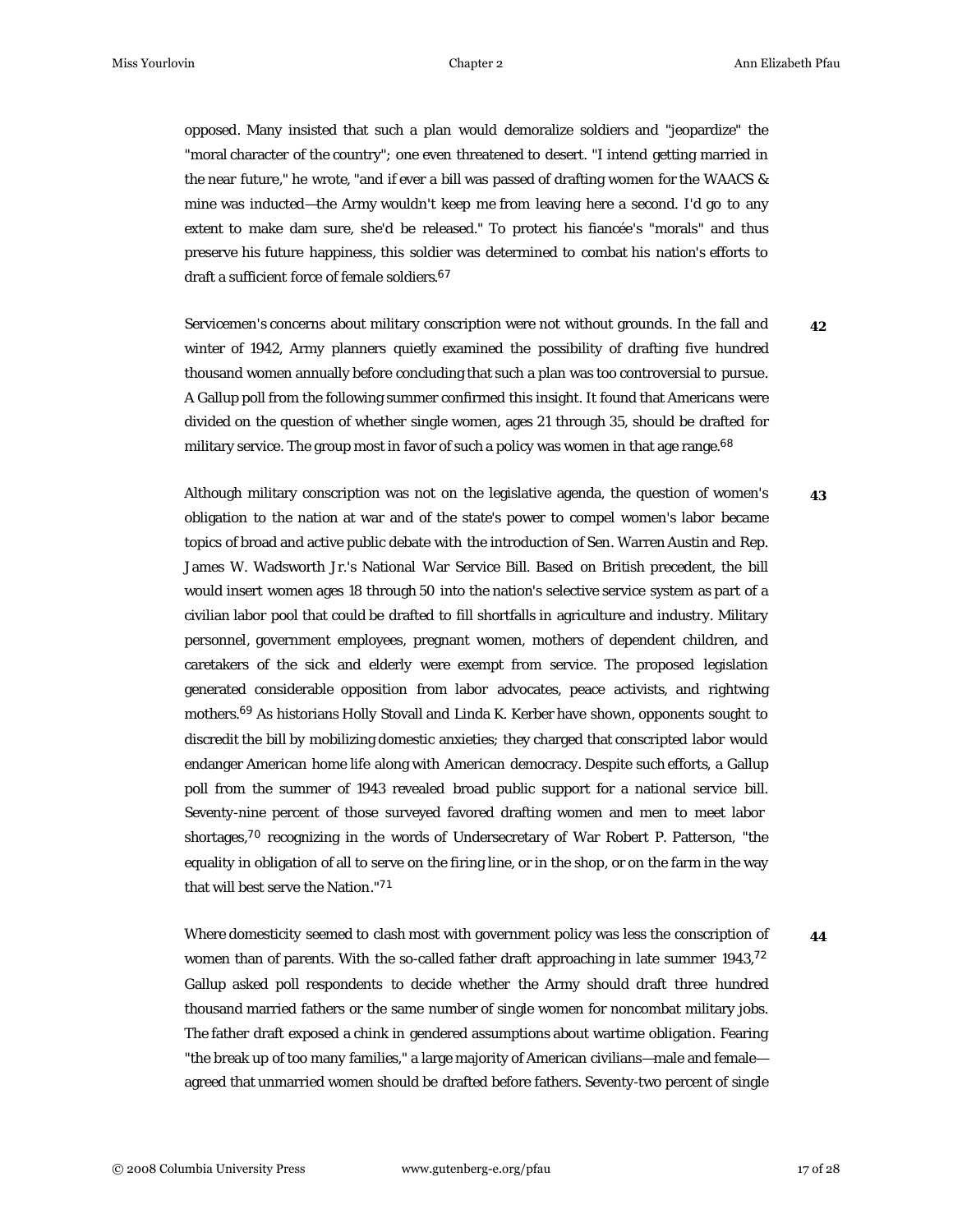opposed. Many insisted that such a plan would demoralize soldiers and "jeopardize" the "moral character of the country"; one even threatened to desert. "I intend getting married in the near future," he wrote, "and if ever a bill was passed of drafting women for the WAACS & mine was inducted—the Army wouldn't keep me from leaving here a second. I'd go to any extent to make dam sure, she'd be released." To protect his fiancée's "morals" and thus preserve his future happiness, this soldier was determined to combat his nation's efforts to draft a sufficient force of female soldiers.[67]

42

Servicemen's concerns about military conscription were not without grounds. In the fall and winter of 1942, Army planners quietly examined the possibility of drafting five hundred thousand women annually before concluding that such a plan was too controversial to pursue. A Gallup poll from the following summer confirmed this insight. It found that Americans were divided on the question of whether single women, ages 21 through 35, should be drafted for military service. The group most in favor of such a policy was women in that age range.[68]

43

Although military conscription was not on the legislative agenda, the question of women's obligation to the nation at war and of the state's power to compel women's labor became topics of broad and active public debate with the introduction of Sen. Warren Austin and Rep. James W. Wadsworth Jr.'s National War Service Bill. Based on British precedent, the bill would insert women ages 18 through 50 into the nation's selective service system as part of a civilian labor pool that could be drafted to fill shortfalls in agriculture and industry. Military personnel, government employees, pregnant women, mothers of dependent children, and caretakers of the sick and elderly were exempt from service. The proposed legislation generated considerable opposition from labor advocates, peace activists, and rightwing mothers.[69] As historians Holly Stovall and Linda K. Kerber have shown, opponents sought to discredit the bill by mobilizing domestic anxieties; they charged that conscripted labor would endanger American home life along with American democracy. Despite such efforts, a Gallup poll from the summer of 1943 revealed broad public support for a national service bill. Seventy-nine percent of those surveyed favored drafting women and men to meet labor shortages,[70] recognizing in the words of Undersecretary of War Robert P. Patterson, "the equality in obligation of all to serve on the firing line, or in the shop, or on the farm in the way that will best serve the Nation."[71]

44

Where domesticity seemed to clash most with government policy was less the conscription of women than of parents. With the so-called father draft approaching in late summer 1943,[72] Gallup asked poll respondents to decide whether the Army should draft three hundred thousand married fathers or the same number of single women for noncombat military jobs. The father draft exposed a chink in gendered assumptions about wartime obligation. Fearing "the break up of too many families," a large majority of American civilians—male and female—agreed that unmarried women should be drafted before fathers. Seventy-two percent of single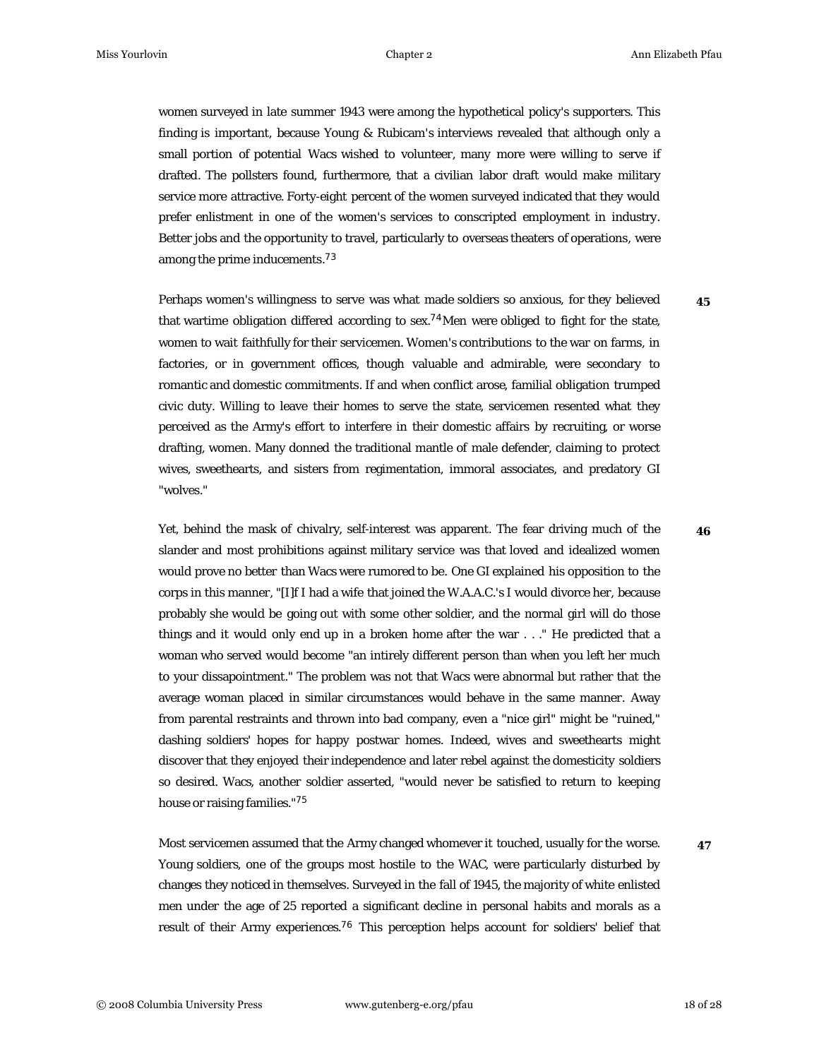women surveyed in late summer 1943 were among the hypothetical policy's supporters. This finding is important, because Young & Rubicam's interviews revealed that although only a small portion of potential Wacs wished to volunteer, many more were willing to serve if drafted. The pollsters found, furthermore, that a civilian labor draft would make military service more attractive. Forty-eight percent of the women surveyed indicated that they would prefer enlistment in one of the women's services to conscripted employment in industry. Better jobs and the opportunity to travel, particularly to overseas theaters of operations, were among the prime inducements.[73]

45

Perhaps women's willingness to serve was what made soldiers so anxious, for they believed that wartime obligation differed according to sex.[74] Men were obliged to fight for the state, women to wait faithfully for their servicemen. Women's contributions to the war on farms, in factories, or in government offices, though valuable and admirable, were secondary to romantic and domestic commitments. If and when conflict arose, familial obligation trumped civic duty. Willing to leave their homes to serve the state, servicemen resented what they perceived as the Army's effort to interfere in their domestic affairs by recruiting, or worse drafting, women. Many donned the traditional mantle of male defender, claiming to protect wives, sweethearts, and sisters from regimentation, immoral associates, and predatory GI "wolves."

46

Yet, behind the mask of chivalry, self-interest was apparent. The fear driving much of the slander and most prohibitions against military service was that loved and idealized women would prove no better than Wacs were rumored to be. One GI explained his opposition to the corps in this manner, "[I]f I had a wife that joined the W.A.A.C.'s I would divorce her, because probably she would be going out with some other soldier, and the normal girl will do those things and it would only end up in a broken home after the war . . ." He predicted that a woman who served would become "an intirely different person than when you left her much to your dissapointment." The problem was not that Wacs were abnormal but rather that the average woman placed in similar circumstances would behave in the same manner. Away from parental restraints and thrown into bad company, even a "nice girl" might be "ruined," dashing soldiers' hopes for happy postwar homes. Indeed, wives and sweethearts might discover that they enjoyed their independence and later rebel against the domesticity soldiers so desired. Wacs, another soldier asserted, "would never be satisfied to return to keeping house or raising families."[75]

47

Most servicemen assumed that the Army changed whomever it touched, usually for the worse. Young soldiers, one of the groups most hostile to the WAC, were particularly disturbed by changes they noticed in themselves. Surveyed in the fall of 1945, the majority of white enlisted men under the age of 25 reported a significant decline in personal habits and morals as a result of their Army experiences.[76] This perception helps account for soldiers' belief that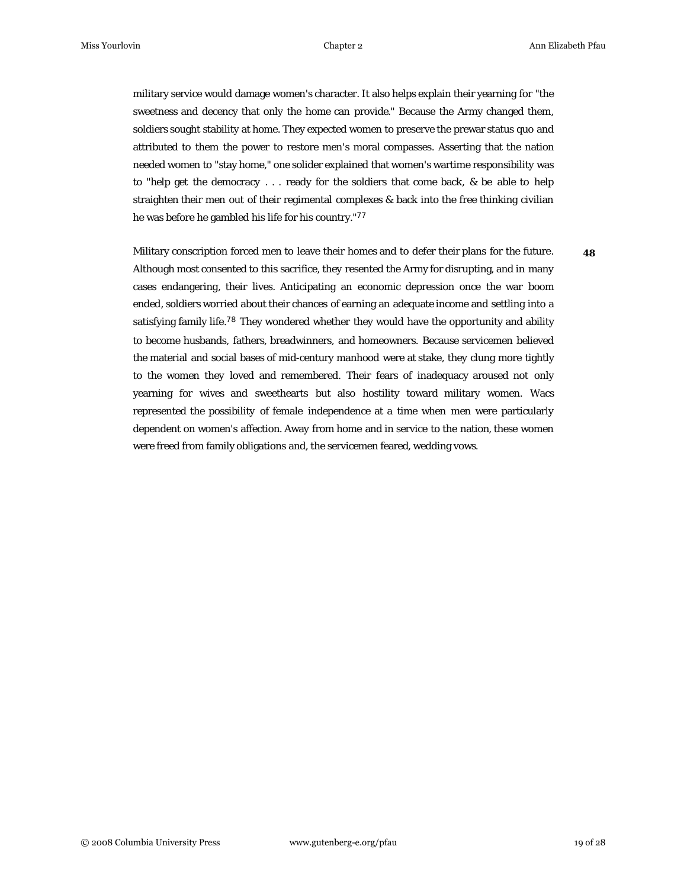military service would damage women's character. It also helps explain their yearning for "the sweetness and decency that only the home can provide." Because the Army changed them, soldiers sought stability at home. They expected women to preserve the prewar status quo and attributed to them the power to restore men's moral compasses. Asserting that the nation needed women to "stay home," one solider explained that women's wartime responsibility was to "help get the democracy . . . ready for the soldiers that come back, & be able to help straighten their men out of their regimental complexes & back into the free thinking civilian he was before he gambled his life for his country."[77]

Military conscription forced men to leave their homes and to defer their plans for the future. Although most consented to this sacrifice, they resented the Army for disrupting, and in many cases endangering, their lives. Anticipating an economic depression once the war boom ended, soldiers worried about their chances of earning an adequate income and settling into a satisfying family life.[78] They wondered whether they would have the opportunity and ability to become husbands, fathers, breadwinners, and homeowners. Because servicemen believed the material and social bases of mid-century manhood were at stake, they clung more tightly to the women they loved and remembered. Their fears of inadequacy aroused not only yearning for wives and sweethearts but also hostility toward military women. Wacs represented the possibility of female independence at a time when men were particularly dependent on women's affection. Away from home and in service to the nation, these women were freed from family obligations and, the servicemen feared, wedding vows.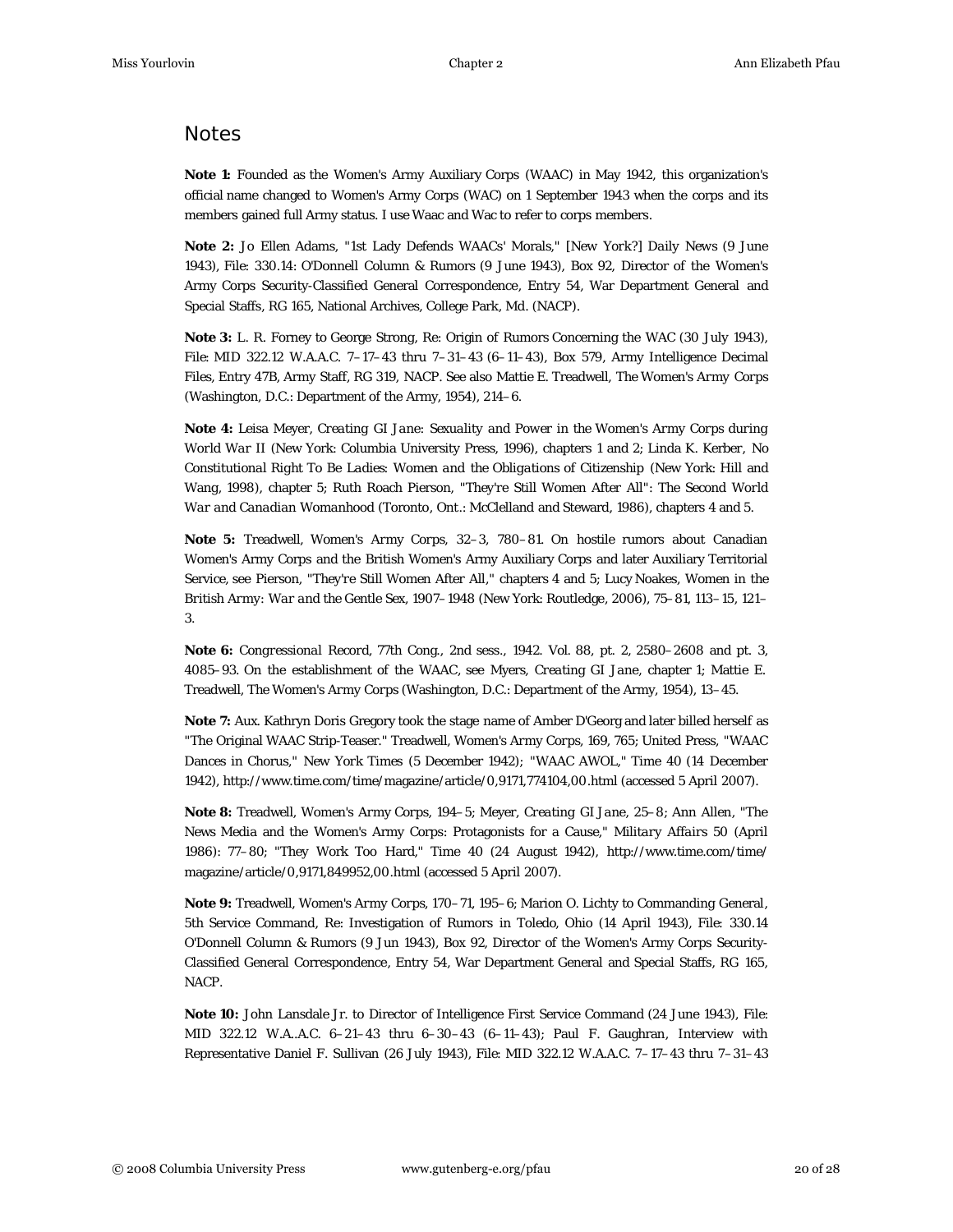## Notes

**Note 1:** Founded as the Women's Army Auxiliary Corps (WAAC) in May 1942, this organization's official name changed to Women's Army Corps (WAC) on 1 September 1943 when the corps and its members gained full Army status. I use Waac and Wac to refer to corps members.

**Note 2:** Jo Ellen Adams, "1st Lady Defends WAACs' Morals," [New York?] *Daily News* (9 June 1943), File: 330.14: O'Donnell Column & Rumors (9 June 1943), Box 92, Director of the Women's Army Corps Security-Classified General Correspondence, Entry 54, War Department General and Special Staffs, RG 165, National Archives, College Park, Md. (NACP).

**Note 3:** L. R. Forney to George Strong, Re: Origin of Rumors Concerning the WAC (30 July 1943), File: MID 322.12 W.A.A.C. 7–17–43 thru 7–31–43 (6–11–43), Box 579, Army Intelligence Decimal Files, Entry 47B, Army Staff, RG 319, NACP. See also Mattie E. Treadwell, *The Women's Army Corps* (Washington, D.C.: Department of the Army, 1954), 214–6.

**Note 4:** Leisa Meyer, *Creating GI Jane: Sexuality and Power in the Women's Army Corps during World War II* (New York: Columbia University Press, 1996), chapters 1 and 2; Linda K. Kerber, *No Constitutional Right To Be Ladies: Women and the Obligations of Citizenship* (New York: Hill and Wang, 1998), chapter 5; Ruth Roach Pierson, *"They're Still Women After All": The Second World War and Canadian Womanhood* (Toronto, Ont.: McClelland and Steward, 1986), chapters 4 and 5.

**Note 5:** Treadwell, *Women's Army Corps*, 32–3, 780–81. On hostile rumors about Canadian Women's Army Corps and the British Women's Army Auxiliary Corps and later Auxiliary Territorial Service, see Pierson, *"They're Still Women After All,"* chapters 4 and 5; Lucy Noakes, *Women in the British Army: War and the Gentle Sex, 1907–1948* (New York: Routledge, 2006), 75–81, 113–15, 121–3.

**Note 6:** *Congressional Record*, 77th Cong., 2nd sess., 1942. Vol. 88, pt. 2, 2580–2608 and pt. 3, 4085–93. On the establishment of the WAAC, see Myers, *Creating GI Jane*, chapter 1; Mattie E. Treadwell, *The Women's Army Corps* (Washington, D.C.: Department of the Army, 1954), 13–45.

**Note 7:** Aux. Kathryn Doris Gregory took the stage name of Amber D'Georg and later billed herself as "The Original WAAC Strip-Teaser." Treadwell, *Women's Army Corps*, 169, 765; United Press, "WAAC Dances in Chorus," *New York Times* (5 December 1942); "WAAC AWOL," *Time* 40 (14 December 1942), http://www.time.com/time/magazine/article/0,9171,774104,00.html (accessed 5 April 2007).

**Note 8:** Treadwell, *Women's Army Corps*, 194–5; Meyer, *Creating GI Jane*, 25–8; Ann Allen, "The News Media and the Women's Army Corps: Protagonists for a Cause," *Military Affairs* 50 (April 1986): 77–80; "They Work Too Hard," *Time* 40 (24 August 1942), http://www.time.com/time/magazine/article/0,9171,849952,00.html (accessed 5 April 2007).

**Note 9:** Treadwell, *Women's Army Corps*, 170–71, 195–6; Marion O. Lichty to Commanding General, 5th Service Command, Re: Investigation of Rumors in Toledo, Ohio (14 April 1943), File: 330.14 O'Donnell Column & Rumors (9 Jun 1943), Box 92, Director of the Women's Army Corps Security-Classified General Correspondence, Entry 54, War Department General and Special Staffs, RG 165, NACP.

**Note 10:** John Lansdale Jr. to Director of Intelligence First Service Command (24 June 1943), File: MID 322.12 W.A..A.C. 6–21–43 thru 6–30–43 (6–11–43); Paul F. Gaughran, Interview with Representative Daniel F. Sullivan (26 July 1943), File: MID 322.12 W.A.A.C. 7–17–43 thru 7–31–43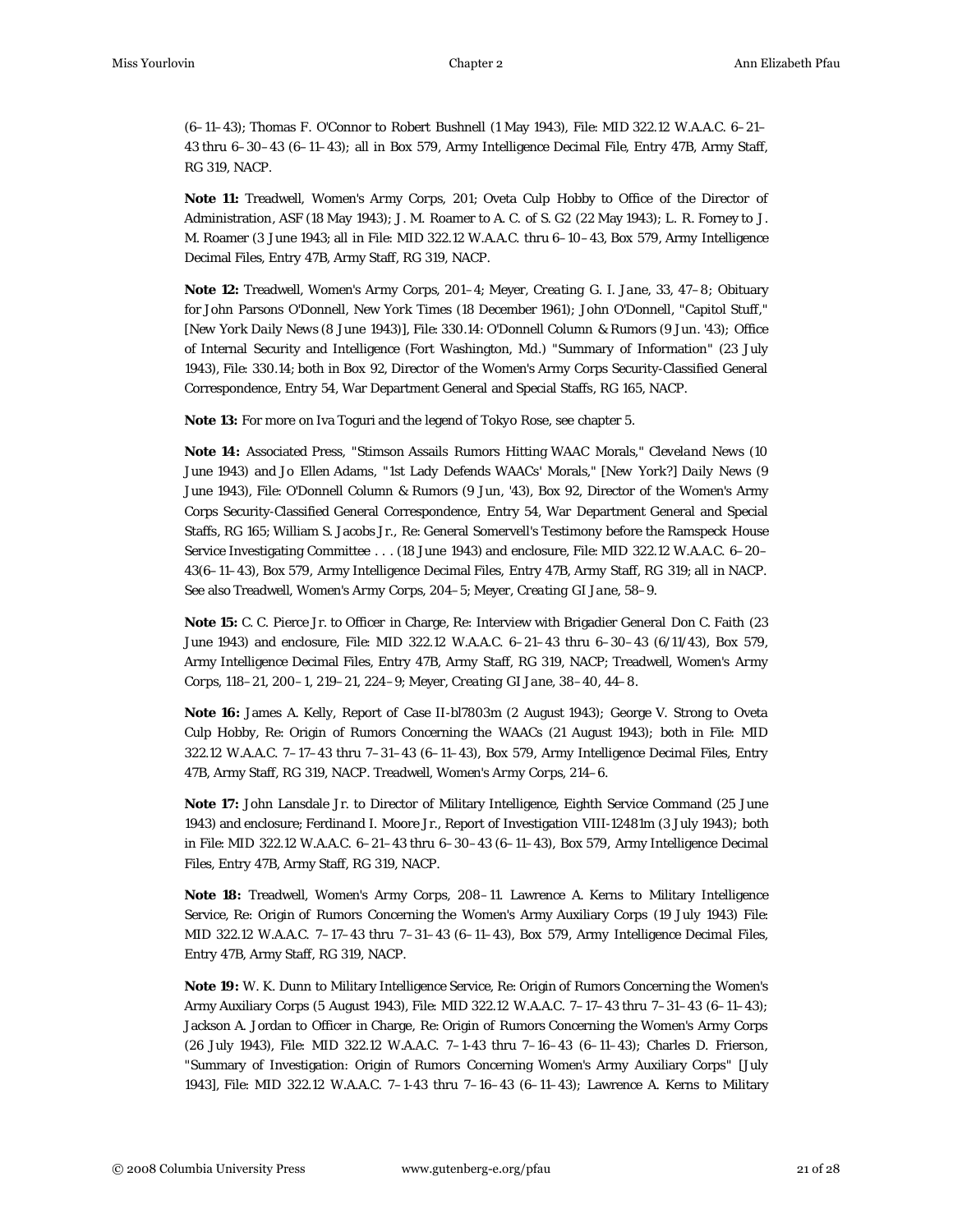(6–11–43); Thomas F. O'Connor to Robert Bushnell (1 May 1943), File: MID 322.12 W.A.A.C. 6–21–43 thru 6–30–43 (6–11–43); all in Box 579, Army Intelligence Decimal File, Entry 47B, Army Staff, RG 319, NACP.

**Note 11:** Treadwell, Women's Army Corps, 201; Oveta Culp Hobby to Office of the Director of Administration, ASF (18 May 1943); J. M. Roamer to A. C. of S. G2 (22 May 1943); L. R. Forney to J. M. Roamer (3 June 1943; all in File: MID 322.12 W.A.A.C. thru 6–10–43, Box 579, Army Intelligence Decimal Files, Entry 47B, Army Staff, RG 319, NACP.

**Note 12:** Treadwell, Women's Army Corps, 201–4; Meyer, *Creating G. I. Jane*, 33, 47–8; Obituary for John Parsons O'Donnell, *New York Times* (18 December 1961); John O'Donnell, "Capitol Stuff," [*New York Daily News* (8 June 1943)], File: 330.14: O'Donnell Column & Rumors (9 Jun. '43); Office of Internal Security and Intelligence (Fort Washington, Md.) "Summary of Information" (23 July 1943), File: 330.14; both in Box 92, Director of the Women's Army Corps Security-Classified General Correspondence, Entry 54, War Department General and Special Staffs, RG 165, NACP.

**Note 13:** For more on Iva Toguri and the legend of Tokyo Rose, see chapter 5.

**Note 14:** Associated Press, "Stimson Assails Rumors Hitting WAAC Morals," *Cleveland News* (10 June 1943) and Jo Ellen Adams, "1st Lady Defends WAACs' Morals," [New York?] *Daily News* (9 June 1943), File: O'Donnell Column & Rumors (9 Jun, '43), Box 92, Director of the Women's Army Corps Security-Classified General Correspondence, Entry 54, War Department General and Special Staffs, RG 165; William S. Jacobs Jr., Re: General Somervell's Testimony before the Ramspeck House Service Investigating Committee . . . (18 June 1943) and enclosure, File: MID 322.12 W.A.A.C. 6–20–43(6–11–43), Box 579, Army Intelligence Decimal Files, Entry 47B, Army Staff, RG 319; all in NACP. See also Treadwell, Women's Army Corps, 204–5; Meyer, *Creating GI Jane*, 58–9.

**Note 15:** C. C. Pierce Jr. to Officer in Charge, Re: Interview with Brigadier General Don C. Faith (23 June 1943) and enclosure, File: MID 322.12 W.A.A.C. 6–21–43 thru 6–30–43 (6/11/43), Box 579, Army Intelligence Decimal Files, Entry 47B, Army Staff, RG 319, NACP; Treadwell, Women's Army Corps, 118–21, 200–1, 219–21, 224–9; Meyer, *Creating GI Jane*, 38–40, 44–8.

**Note 16:** James A. Kelly, Report of Case II-bl7803m (2 August 1943); George V. Strong to Oveta Culp Hobby, Re: Origin of Rumors Concerning the WAACs (21 August 1943); both in File: MID 322.12 W.A.A.C. 7–17–43 thru 7–31–43 (6–11–43), Box 579, Army Intelligence Decimal Files, Entry 47B, Army Staff, RG 319, NACP. Treadwell, Women's Army Corps, 214–6.

**Note 17:** John Lansdale Jr. to Director of Military Intelligence, Eighth Service Command (25 June 1943) and enclosure; Ferdinand I. Moore Jr., Report of Investigation VIII-12481m (3 July 1943); both in File: MID 322.12 W.A.A.C. 6–21–43 thru 6–30–43 (6–11–43), Box 579, Army Intelligence Decimal Files, Entry 47B, Army Staff, RG 319, NACP.

**Note 18:** Treadwell, Women's Army Corps, 208–11. Lawrence A. Kerns to Military Intelligence Service, Re: Origin of Rumors Concerning the Women's Army Auxiliary Corps (19 July 1943) File: MID 322.12 W.A.A.C. 7–17–43 thru 7–31–43 (6–11–43), Box 579, Army Intelligence Decimal Files, Entry 47B, Army Staff, RG 319, NACP.

**Note 19:** W. K. Dunn to Military Intelligence Service, Re: Origin of Rumors Concerning the Women's Army Auxiliary Corps (5 August 1943), File: MID 322.12 W.A.A.C. 7–17–43 thru 7–31–43 (6–11–43); Jackson A. Jordan to Officer in Charge, Re: Origin of Rumors Concerning the Women's Army Corps (26 July 1943), File: MID 322.12 W.A.A.C. 7–1-43 thru 7–16–43 (6–11–43); Charles D. Frierson, "Summary of Investigation: Origin of Rumors Concerning Women's Army Auxiliary Corps" [July 1943], File: MID 322.12 W.A.A.C. 7–1-43 thru 7–16–43 (6–11–43); Lawrence A. Kerns to Military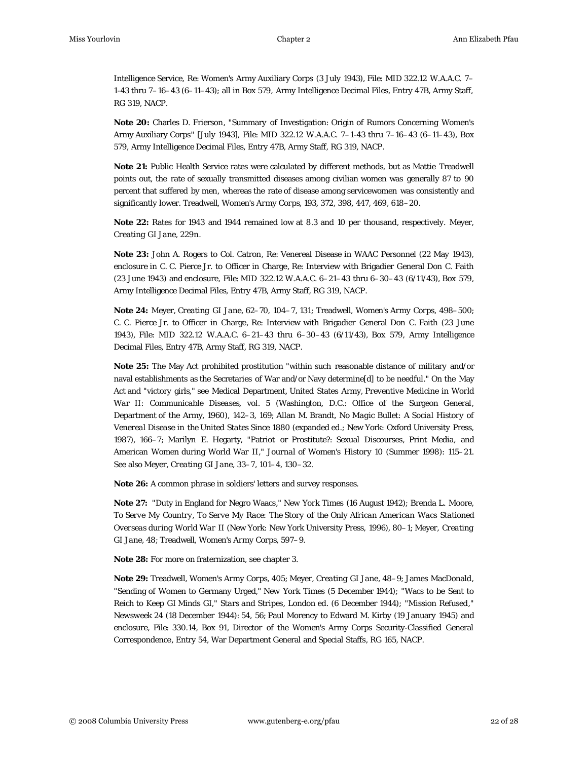Intelligence Service, Re: Women's Army Auxiliary Corps (3 July 1943), File: MID 322.12 W.A.A.C. 7–1-43 thru 7–16–43 (6–11–43); all in Box 579, Army Intelligence Decimal Files, Entry 47B, Army Staff, RG 319, NACP.

**Note 20:** Charles D. Frierson, "Summary of Investigation: Origin of Rumors Concerning Women's Army Auxiliary Corps" [July 1943], File: MID 322.12 W.A.A.C. 7–1-43 thru 7–16–43 (6–11–43), Box 579, Army Intelligence Decimal Files, Entry 47B, Army Staff, RG 319, NACP.

**Note 21:** Public Health Service rates were calculated by different methods, but as Mattie Treadwell points out, the rate of sexually transmitted diseases among civilian women was generally 87 to 90 percent that suffered by men, whereas the rate of disease among servicewomen was consistently and significantly lower. Treadwell, *Women's Army Corps*, 193, 372, 398, 447, 469, 618–20.

**Note 22:** Rates for 1943 and 1944 remained low at 8.3 and 10 per thousand, respectively. Meyer, *Creating GI Jane*, 229n.

**Note 23:** John A. Rogers to Col. Catron, Re: Venereal Disease in WAAC Personnel (22 May 1943), enclosure in C. C. Pierce Jr. to Officer in Charge, Re: Interview with Brigadier General Don C. Faith (23 June 1943) and enclosure, File: MID 322.12 W.A.A.C. 6–21–43 thru 6–30–43 (6/11/43), Box 579, Army Intelligence Decimal Files, Entry 47B, Army Staff, RG 319, NACP.

**Note 24:** Meyer, *Creating GI Jane*, 62–70, 104–7, 131; Treadwell, *Women's Army Corps*, 498–500; C. C. Pierce Jr. to Officer in Charge, Re: Interview with Brigadier General Don C. Faith (23 June 1943), File: MID 322.12 W.A.A.C. 6–21–43 thru 6–30–43 (6/11/43), Box 579, Army Intelligence Decimal Files, Entry 47B, Army Staff, RG 319, NACP.

**Note 25:** The May Act prohibited prostitution "within such reasonable distance of military and/or naval establishments as the Secretaries of War and/or Navy determine[d] to be needful." On the May Act and "victory girls," see Medical Department, United States Army, *Preventive Medicine in World War II: Communicable Diseases*, vol. 5 (Washington, D.C.: Office of the Surgeon General, Department of the Army, 1960), 142–3, 169; Allan M. Brandt, *No Magic Bullet: A Social History of Venereal Disease in the United States Since 1880* (expanded ed.; New York: Oxford University Press, 1987), 166–7; Marilyn E. Hegarty, "Patriot or Prostitute?: Sexual Discourses, Print Media, and American Women during World War II," *Journal of Women's History* 10 (Summer 1998): 115–21. See also Meyer, *Creating GI Jane*, 33–7, 101–4, 130–32.

**Note 26:** A common phrase in soldiers' letters and survey responses.

**Note 27:** "Duty in England for Negro Waacs," *New York Times* (16 August 1942); Brenda L. Moore, *To Serve My Country, To Serve My Race: The Story of the Only African American Wacs Stationed Overseas during World War II* (New York: New York University Press, 1996), 80–1; Meyer, *Creating GI Jane*, 48; Treadwell, *Women's Army Corps*, 597–9.

**Note 28:** For more on fraternization, see chapter 3.

**Note 29:** Treadwell, *Women's Army Corps*, 405; Meyer, *Creating GI Jane*, 48–9; James MacDonald, "Sending of Women to Germany Urged," *New York Times* (5 December 1944); "Wacs to be Sent to Reich to Keep GI Minds GI," *Stars and Stripes*, London ed. (6 December 1944); "Mission Refused," *Newsweek* 24 (18 December 1944): 54, 56; Paul Morency to Edward M. Kirby (19 January 1945) and enclosure, File: 330.14, Box 91, Director of the Women's Army Corps Security-Classified General Correspondence, Entry 54, War Department General and Special Staffs, RG 165, NACP.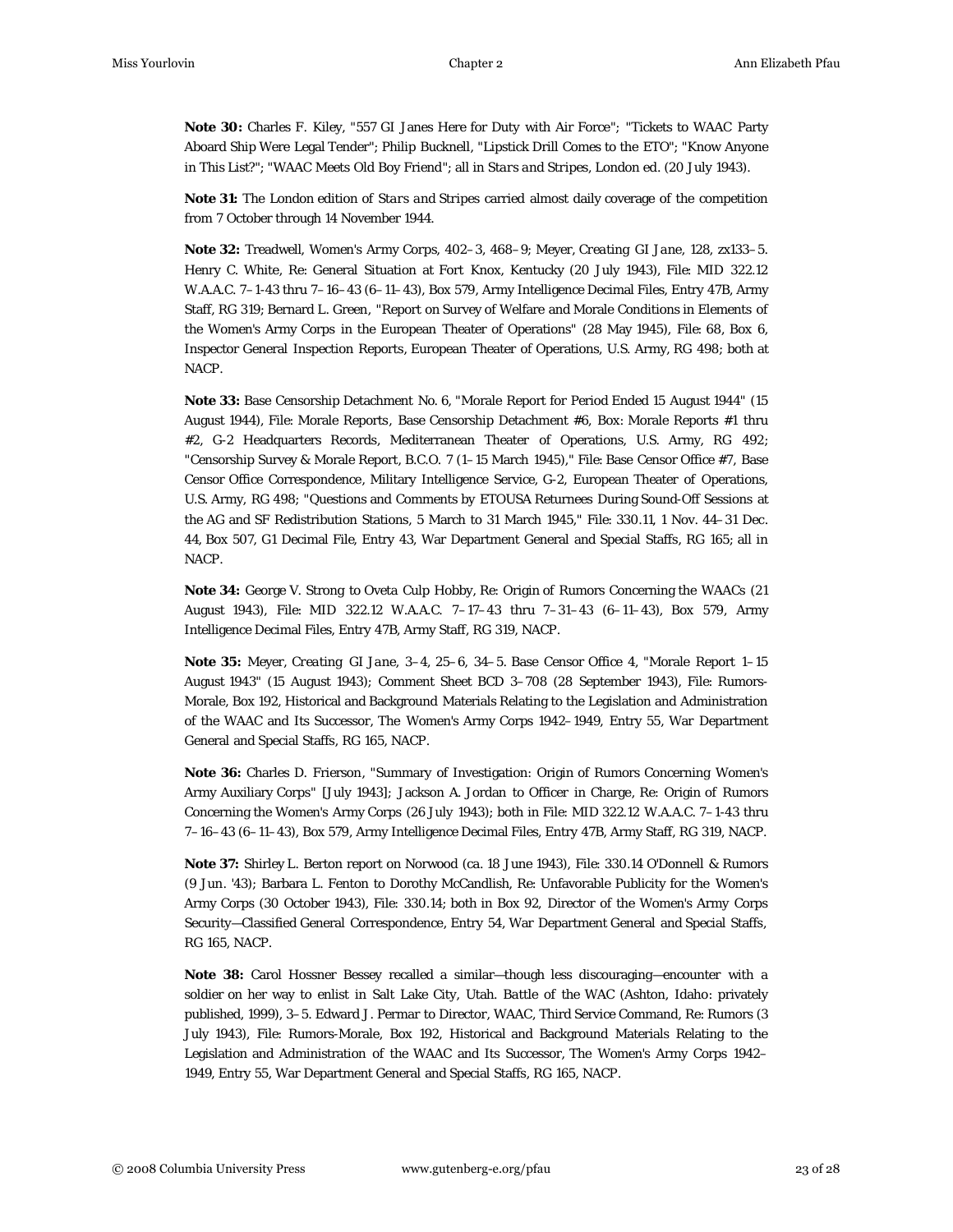**Note 30:** Charles F. Kiley, "557 GI Janes Here for Duty with Air Force"; "Tickets to WAAC Party Aboard Ship Were Legal Tender"; Philip Bucknell, "Lipstick Drill Comes to the ETO"; "Know Anyone in This List?"; "WAAC Meets Old Boy Friend"; all in *Stars and Stripes*, London ed. (20 July 1943).

**Note 31:** The London edition of *Stars and Stripes* carried almost daily coverage of the competition from 7 October through 14 November 1944.

**Note 32:** Treadwell, Women's Army Corps, 402–3, 468–9; Meyer, *Creating GI Jane*, 128, zx133–5. Henry C. White, Re: General Situation at Fort Knox, Kentucky (20 July 1943), File: MID 322.12 W.A.A.C. 7–1-43 thru 7–16–43 (6–11–43), Box 579, Army Intelligence Decimal Files, Entry 47B, Army Staff, RG 319; Bernard L. Green, "Report on Survey of Welfare and Morale Conditions in Elements of the Women's Army Corps in the European Theater of Operations" (28 May 1945), File: 68, Box 6, Inspector General Inspection Reports, European Theater of Operations, U.S. Army, RG 498; both at NACP.

**Note 33:** Base Censorship Detachment No. 6, "Morale Report for Period Ended 15 August 1944" (15 August 1944), File: Morale Reports, Base Censorship Detachment #6, Box: Morale Reports #1 thru #2, G-2 Headquarters Records, Mediterranean Theater of Operations, U.S. Army, RG 492; "Censorship Survey & Morale Report, B.C.O. 7 (1–15 March 1945)," File: Base Censor Office #7, Base Censor Office Correspondence, Military Intelligence Service, G-2, European Theater of Operations, U.S. Army, RG 498; "Questions and Comments by ETOUSA Returnees During Sound-Off Sessions at the AG and SF Redistribution Stations, 5 March to 31 March 1945," File: 330.11, 1 Nov. 44–31 Dec. 44, Box 507, G1 Decimal File, Entry 43, War Department General and Special Staffs, RG 165; all in NACP.

**Note 34:** George V. Strong to Oveta Culp Hobby, Re: Origin of Rumors Concerning the WAACs (21 August 1943), File: MID 322.12 W.A.A.C. 7–17–43 thru 7–31–43 (6–11–43), Box 579, Army Intelligence Decimal Files, Entry 47B, Army Staff, RG 319, NACP.

**Note 35:** Meyer, *Creating GI Jane*, 3–4, 25–6, 34–5. Base Censor Office 4, "Morale Report 1–15 August 1943" (15 August 1943); Comment Sheet BCD 3–708 (28 September 1943), File: Rumors-Morale, Box 192, Historical and Background Materials Relating to the Legislation and Administration of the WAAC and Its Successor, The Women's Army Corps 1942–1949, Entry 55, War Department General and Special Staffs, RG 165, NACP.

**Note 36:** Charles D. Frierson, "Summary of Investigation: Origin of Rumors Concerning Women's Army Auxiliary Corps" [July 1943]; Jackson A. Jordan to Officer in Charge, Re: Origin of Rumors Concerning the Women's Army Corps (26 July 1943); both in File: MID 322.12 W.A.A.C. 7–1-43 thru 7–16–43 (6–11–43), Box 579, Army Intelligence Decimal Files, Entry 47B, Army Staff, RG 319, NACP.

**Note 37:** Shirley L. Berton report on Norwood (ca. 18 June 1943), File: 330.14 O'Donnell & Rumors (9 Jun. '43); Barbara L. Fenton to Dorothy McCandlish, Re: Unfavorable Publicity for the Women's Army Corps (30 October 1943), File: 330.14; both in Box 92, Director of the Women's Army Corps Security—Classified General Correspondence, Entry 54, War Department General and Special Staffs, RG 165, NACP.

**Note 38:** Carol Hossner Bessey recalled a similar—though less discouraging—encounter with a soldier on her way to enlist in Salt Lake City, Utah. Battle of the WAC (Ashton, Idaho: privately published, 1999), 3–5. Edward J. Permar to Director, WAAC, Third Service Command, Re: Rumors (3 July 1943), File: Rumors-Morale, Box 192, Historical and Background Materials Relating to the Legislation and Administration of the WAAC and Its Successor, The Women's Army Corps 1942–1949, Entry 55, War Department General and Special Staffs, RG 165, NACP.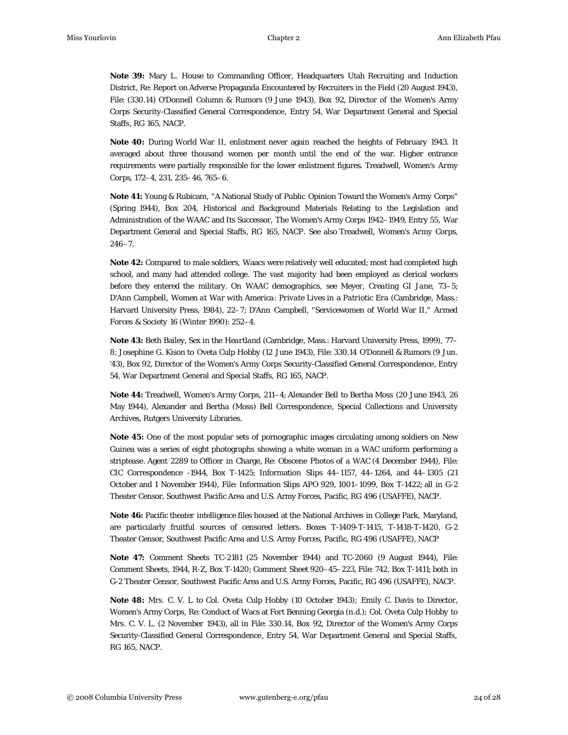**Note 39:** Mary L. House to Commanding Officer, Headquarters Utah Recruiting and Induction District, Re: Report on Adverse Propaganda Encountered by Recruiters in the Field (20 August 1943), File: (330.14) O'Donnell Column & Rumors (9 June 1943), Box 92, Director of the Women's Army Corps Security-Classified General Correspondence, Entry 54, War Department General and Special Staffs, RG 165, NACP.

**Note 40:** During World War II, enlistment never again reached the heights of February 1943. It averaged about three thousand women per month until the end of the war. Higher entrance requirements were partially responsible for the lower enlistment figures. Treadwell, *Women's Army Corps*, 172–4, 231, 235–46, 765–6.

**Note 41:** Young & Rubicam, "A National Study of Public Opinion Toward the Women's Army Corps" (Spring 1944), Box 204, Historical and Background Materials Relating to the Legislation and Administration of the WAAC and Its Successor, The Women's Army Corps 1942–1949, Entry 55, War Department General and Special Staffs, RG 165, NACP. See also Treadwell, *Women's Army Corps*, 246–7.

**Note 42:** Compared to male soldiers, Waacs were relatively well educated; most had completed high school, and many had attended college. The vast majority had been employed as clerical workers before they entered the military. On WAAC demographics, see Meyer, *Creating GI Jane*, 73–5; D'Ann Campbell, *Women at War with America: Private Lives in a Patriotic Era* (Cambridge, Mass.: Harvard University Press, 1984), 22–7; D'Ann Campbell, "Servicewomen of World War II," *Armed Forces & Society* 16 (Winter 1990): 252–4.

**Note 43:** Beth Bailey, *Sex in the Heartland* (Cambridge, Mass.: Harvard University Press, 1999), 77–8; Josephine G. Kison to Oveta Culp Hobby (12 June 1943), File: 330.14 O'Donnell & Rumors (9 Jun. '43), Box 92, Director of the Women's Army Corps Security-Classified General Correspondence, Entry 54, War Department General and Special Staffs, RG 165, NACP.

**Note 44:** Treadwell, *Women's Army Corps*, 211–4; Alexander Bell to Bertha Moss (20 June 1943, 26 May 1944), Alexander and Bertha (Moss) Bell Correspondence, Special Collections and University Archives, Rutgers University Libraries.

**Note 45:** One of the most popular sets of pornographic images circulating among soldiers on New Guinea was a series of eight photographs showing a white woman in a WAC uniform performing a striptease. Agent 2289 to Officer in Charge, Re: Obscene Photos of a WAC (4 December 1944), File: CIC Correspondence -1944, Box T-1425; Information Slips 44–1157, 44–1264, and 44–1305 (21 October and 1 November 1944), File: Information Slips APO 929, 1001–1099, Box T-1422; all in G-2 Theater Censor, Southwest Pacific Area and U.S. Army Forces, Pacific, RG 496 (USAFFE), NACP.

**Note 46:** Pacific theater intelligence files housed at the National Archives in College Park, Maryland, are particularly fruitful sources of censored letters. Boxes T-1409-T-1415, T-1418-T-1420, G-2 Theater Censor, Southwest Pacific Area and U.S. Army Forces, Pacific, RG 496 (USAFFE), NACP

**Note 47:** Comment Sheets TC-2181 (25 November 1944) and TC-2060 (9 August 1944), File: Comment Sheets, 1944, R-Z, Box T-1420; Comment Sheet 920–45–223, File: 742, Box T-1411; both in G-2 Theater Censor, Southwest Pacific Area and U.S. Army Forces, Pacific, RG 496 (USAFFE), NACP.

**Note 48:** Mrs. C. V. L to Col. Oveta Culp Hobby (10 October 1943); Emily C. Davis to Director, Women's Army Corps, Re: Conduct of Wacs at Fort Benning Georgia (n.d.); Col. Oveta Culp Hobby to Mrs. C. V. L. (2 November 1943), all in File: 330.14, Box 92, Director of the Women's Army Corps Security-Classified General Correspondence, Entry 54, War Department General and Special Staffs, RG 165, NACP.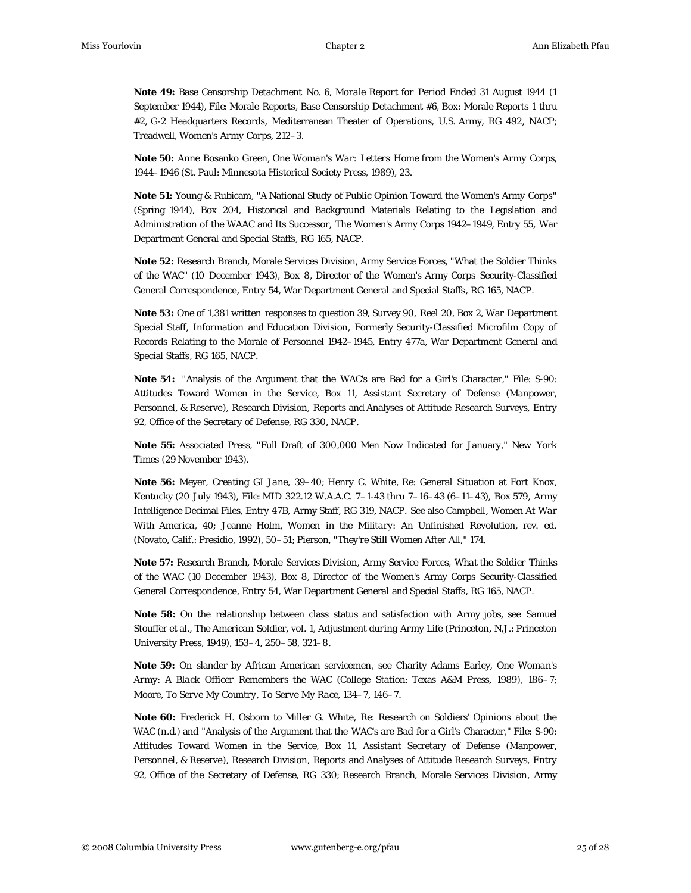**Note 49:** Base Censorship Detachment No. 6, *Morale Report for Period Ended 31 August 1944* (1 September 1944), File: Morale Reports, Base Censorship Detachment #6, Box: Morale Reports 1 thru #2, G-2 Headquarters Records, Mediterranean Theater of Operations, U.S. Army, RG 492, NACP; Treadwell, *Women's Army Corps*, 212–3.

**Note 50:** Anne Bosanko Green, *One Woman's War: Letters Home from the Women's Army Corps, 1944–1946* (St. Paul: Minnesota Historical Society Press, 1989), 23.

**Note 51:** Young & Rubicam, "A National Study of Public Opinion Toward the Women's Army Corps" (Spring 1944), Box 204, Historical and Background Materials Relating to the Legislation and Administration of the WAAC and Its Successor, The Women's Army Corps 1942–1949, Entry 55, War Department General and Special Staffs, RG 165, NACP.

**Note 52:** Research Branch, Morale Services Division, Army Service Forces, "What the Soldier Thinks of the WAC" (10 December 1943), Box 8, Director of the Women's Army Corps Security-Classified General Correspondence, Entry 54, War Department General and Special Staffs, RG 165, NACP.

**Note 53:** One of 1,381 written responses to question 39, Survey 90, Reel 20, Box 2, War Department Special Staff, Information and Education Division, Formerly Security-Classified Microfilm Copy of Records Relating to the Morale of Personnel 1942–1945, Entry 477a, War Department General and Special Staffs, RG 165, NACP.

**Note 54:** "Analysis of the Argument that the WAC's are Bad for a Girl's Character," File: S-90: Attitudes Toward Women in the Service, Box 11, Assistant Secretary of Defense (Manpower, Personnel, & Reserve), Research Division, Reports and Analyses of Attitude Research Surveys, Entry 92, Office of the Secretary of Defense, RG 330, NACP.

**Note 55:** Associated Press, "Full Draft of 300,000 Men Now Indicated for January," *New York Times* (29 November 1943).

**Note 56:** Meyer, *Creating GI Jane*, 39–40; Henry C. White, Re: General Situation at Fort Knox, Kentucky (20 July 1943), File: MID 322.12 W.A.A.C. 7–1-43 thru 7–16–43 (6–11–43), Box 579, Army Intelligence Decimal Files, Entry 47B, Army Staff, RG 319, NACP. See also Campbell, *Women At War With America*, 40; Jeanne Holm, *Women in the Military: An Unfinished Revolution*, rev. ed. (Novato, Calif.: Presidio, 1992), 50–51; Pierson, "They're Still Women After All," 174.

**Note 57:** Research Branch, Morale Services Division, Army Service Forces, *What the Soldier Thinks of the WAC* (10 December 1943), Box 8, Director of the Women's Army Corps Security-Classified General Correspondence, Entry 54, War Department General and Special Staffs, RG 165, NACP.

**Note 58:** On the relationship between class status and satisfaction with Army jobs, see Samuel Stouffer et al., *The American Soldier*, vol. 1, *Adjustment during Army Life* (Princeton, N.J.: Princeton University Press, 1949), 153–4, 250–58, 321–8.

**Note 59:** On slander by African American servicemen, see Charity Adams Earley, *One Woman's Army: A Black Officer Remembers the WAC* (College Station: Texas A&M Press, 1989), 186–7; Moore, *To Serve My Country, To Serve My Race*, 134–7, 146–7.

**Note 60:** Frederick H. Osborn to Miller G. White, Re: Research on Soldiers' Opinions about the WAC (n.d.) and "Analysis of the Argument that the WAC's are Bad for a Girl's Character," File: S-90: Attitudes Toward Women in the Service, Box 11, Assistant Secretary of Defense (Manpower, Personnel, & Reserve), Research Division, Reports and Analyses of Attitude Research Surveys, Entry 92, Office of the Secretary of Defense, RG 330; Research Branch, Morale Services Division, Army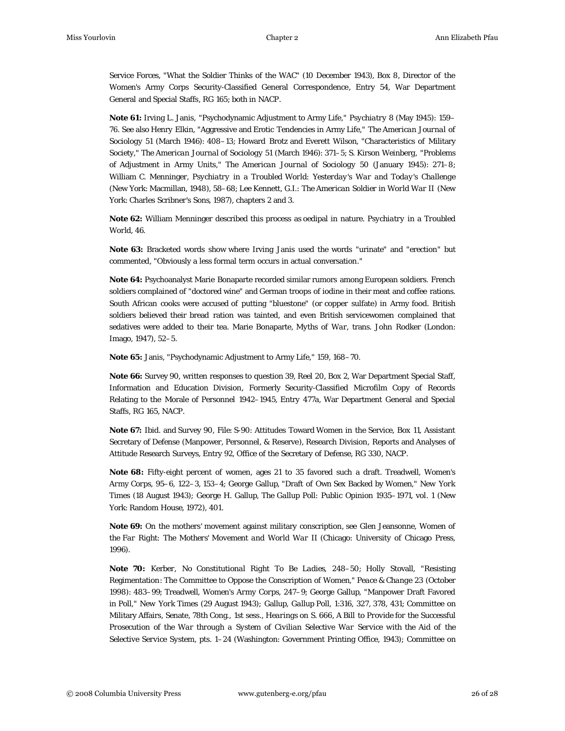Service Forces, "What the Soldier Thinks of the WAC" (10 December 1943), Box 8, Director of the Women's Army Corps Security-Classified General Correspondence, Entry 54, War Department General and Special Staffs, RG 165; both in NACP.

**Note 61:** Irving L. Janis, "Psychodynamic Adjustment to Army Life," *Psychiatry* 8 (May 1945): 159–76. See also Henry Elkin, "Aggressive and Erotic Tendencies in Army Life," *The American Journal of Sociology* 51 (March 1946): 408–13; Howard Brotz and Everett Wilson, "Characteristics of Military Society," *The American Journal of Sociology* 51 (March 1946): 371–5; S. Kirson Weinberg, "Problems of Adjustment in Army Units," *The American Journal of Sociology* 50 (January 1945): 271–8; William C. Menninger, *Psychiatry in a Troubled World: Yesterday's War and Today's Challenge* (New York: Macmillan, 1948), 58–68; Lee Kennett, *G.I.: The American Soldier in World War II* (New York: Charles Scribner's Sons, 1987), chapters 2 and 3.

**Note 62:** William Menninger described this process as oedipal in nature. *Psychiatry in a Troubled World*, 46.

**Note 63:** Bracketed words show where Irving Janis used the words "urinate" and "erection" but commented, "Obviously a less formal term occurs in actual conversation."

**Note 64:** Psychoanalyst Marie Bonaparte recorded similar rumors among European soldiers. French soldiers complained of "doctored wine" and German troops of iodine in their meat and coffee rations. South African cooks were accused of putting "bluestone" (or copper sulfate) in Army food. British soldiers believed their bread ration was tainted, and even British servicewomen complained that sedatives were added to their tea. Marie Bonaparte, *Myths of War*, trans. John Rodker (London: Imago, 1947), 52–5.

**Note 65:** Janis, "Psychodynamic Adjustment to Army Life," 159, 168–70.

**Note 66:** Survey 90, written responses to question 39, Reel 20, Box 2, War Department Special Staff, Information and Education Division, Formerly Security-Classified Microfilm Copy of Records Relating to the Morale of Personnel 1942–1945, Entry 477a, War Department General and Special Staffs, RG 165, NACP.

**Note 67:** Ibid. and Survey 90, File: S-90: Attitudes Toward Women in the Service, Box 11, Assistant Secretary of Defense (Manpower, Personnel, & Reserve), Research Division, Reports and Analyses of Attitude Research Surveys, Entry 92, Office of the Secretary of Defense, RG 330, NACP.

**Note 68:** Fifty-eight percent of women, ages 21 to 35 favored such a draft. Treadwell, *Women's Army Corps*, 95–6, 122–3, 153–4; George Gallup, "Draft of Own Sex Backed by Women," *New York Times* (18 August 1943); George H. Gallup, *The Gallup Poll: Public Opinion 1935–1971*, vol. 1 (New York: Random House, 1972), 401.

**Note 69:** On the mothers' movement against military conscription, see Glen Jeansonne, *Women of the Far Right: The Mothers' Movement and World War II* (Chicago: University of Chicago Press, 1996).

**Note 70:** Kerber, *No Constitutional Right To Be Ladies*, 248–50; Holly Stovall, "Resisting Regimentation: The Committee to Oppose the Conscription of Women," *Peace & Change* 23 (October 1998): 483–99; Treadwell, *Women's Army Corps*, 247–9; George Gallup, "Manpower Draft Favored in Poll," *New York Times* (29 August 1943); Gallup, *Gallup Poll*, 1:316, 327, 378, 431; Committee on Military Affairs, Senate, 78th Cong., 1st sess., *Hearings on S. 666, A Bill to Provide for the Successful Prosecution of the War through a System of Civilian Selective War Service with the Aid of the Selective Service System*, pts. 1–24 (Washington: Government Printing Office, 1943); Committee on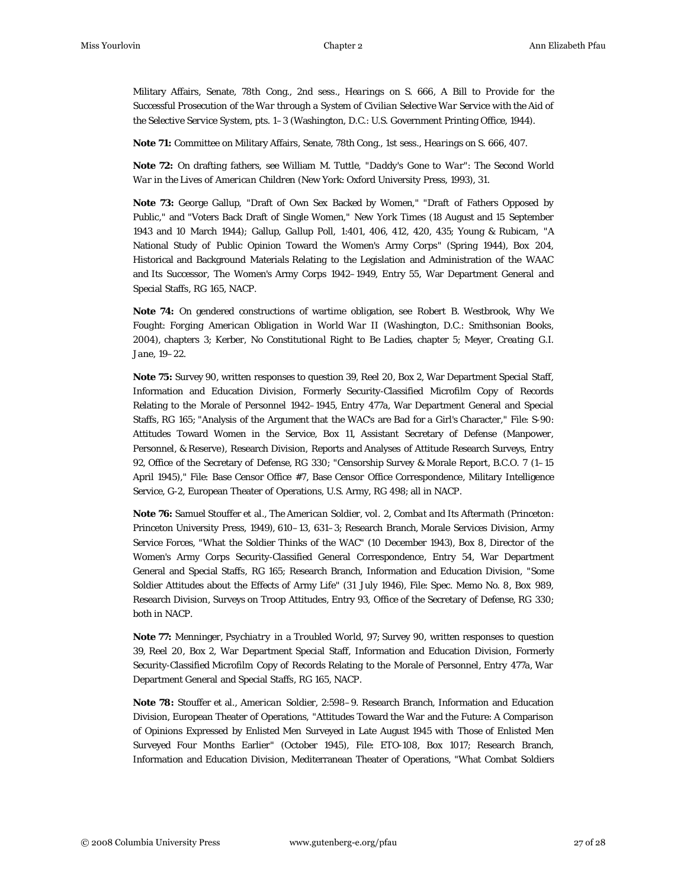Military Affairs, Senate, 78th Cong., 2nd sess., *Hearings on S. 666, A Bill to Provide for the Successful Prosecution of the War through a System of Civilian Selective War Service with the Aid of the Selective Service System*, pts. 1–3 (Washington, D.C.: U.S. Government Printing Office, 1944).

**Note 71:** Committee on Military Affairs, Senate, 78th Cong., 1st sess., *Hearings on S. 666*, 407.

**Note 72:** On drafting fathers, see William M. Tuttle, *"Daddy's Gone to War": The Second World War in the Lives of American Children* (New York: Oxford University Press, 1993), 31.

**Note 73:** George Gallup, "Draft of Own Sex Backed by Women," "Draft of Fathers Opposed by Public," and "Voters Back Draft of Single Women," *New York Times* (18 August and 15 September 1943 and 10 March 1944); Gallup, *Gallup Poll*, 1:401, 406, 412, 420, 435; Young & Rubicam, "A National Study of Public Opinion Toward the Women's Army Corps" (Spring 1944), Box 204, Historical and Background Materials Relating to the Legislation and Administration of the WAAC and Its Successor, The Women's Army Corps 1942–1949, Entry 55, War Department General and Special Staffs, RG 165, NACP.

**Note 74:** On gendered constructions of wartime obligation, see Robert B. Westbrook, *Why We Fought: Forging American Obligation in World War II* (Washington, D.C.: Smithsonian Books, 2004), chapters 3; Kerber, *No Constitutional Right to Be Ladies*, chapter 5; Meyer, *Creating G.I. Jane*, 19–22.

**Note 75:** Survey 90, written responses to question 39, Reel 20, Box 2, War Department Special Staff, Information and Education Division, Formerly Security-Classified Microfilm Copy of Records Relating to the Morale of Personnel 1942–1945, Entry 477a, War Department General and Special Staffs, RG 165; "Analysis of the Argument that the WAC's are Bad for a Girl's Character," File: S-90: Attitudes Toward Women in the Service, Box 11, Assistant Secretary of Defense (Manpower, Personnel, & Reserve), Research Division, Reports and Analyses of Attitude Research Surveys, Entry 92, Office of the Secretary of Defense, RG 330; "Censorship Survey & Morale Report, B.C.O. 7 (1–15 April 1945)," File: Base Censor Office #7, Base Censor Office Correspondence, Military Intelligence Service, G-2, European Theater of Operations, U.S. Army, RG 498; all in NACP.

**Note 76:** Samuel Stouffer et al., *The American Soldier*, vol. 2, *Combat and Its Aftermath* (Princeton: Princeton University Press, 1949), 610–13, 631–3; Research Branch, Morale Services Division, Army Service Forces, "What the Soldier Thinks of the WAC" (10 December 1943), Box 8, Director of the Women's Army Corps Security-Classified General Correspondence, Entry 54, War Department General and Special Staffs, RG 165; Research Branch, Information and Education Division, "Some Soldier Attitudes about the Effects of Army Life" (31 July 1946), File: Spec. Memo No. 8, Box 989, Research Division, Surveys on Troop Attitudes, Entry 93, Office of the Secretary of Defense, RG 330; both in NACP.

**Note 77:** Menninger, *Psychiatry in a Troubled World*, 97; Survey 90, written responses to question 39, Reel 20, Box 2, War Department Special Staff, Information and Education Division, Formerly Security-Classified Microfilm Copy of Records Relating to the Morale of Personnel, Entry 477a, War Department General and Special Staffs, RG 165, NACP.

**Note 78:** Stouffer et al., *American Soldier*, 2:598–9. Research Branch, Information and Education Division, European Theater of Operations, "Attitudes Toward the War and the Future: A Comparison of Opinions Expressed by Enlisted Men Surveyed in Late August 1945 with Those of Enlisted Men Surveyed Four Months Earlier" (October 1945), File: ETO-108, Box 1017; Research Branch, Information and Education Division, Mediterranean Theater of Operations, "What Combat Soldiers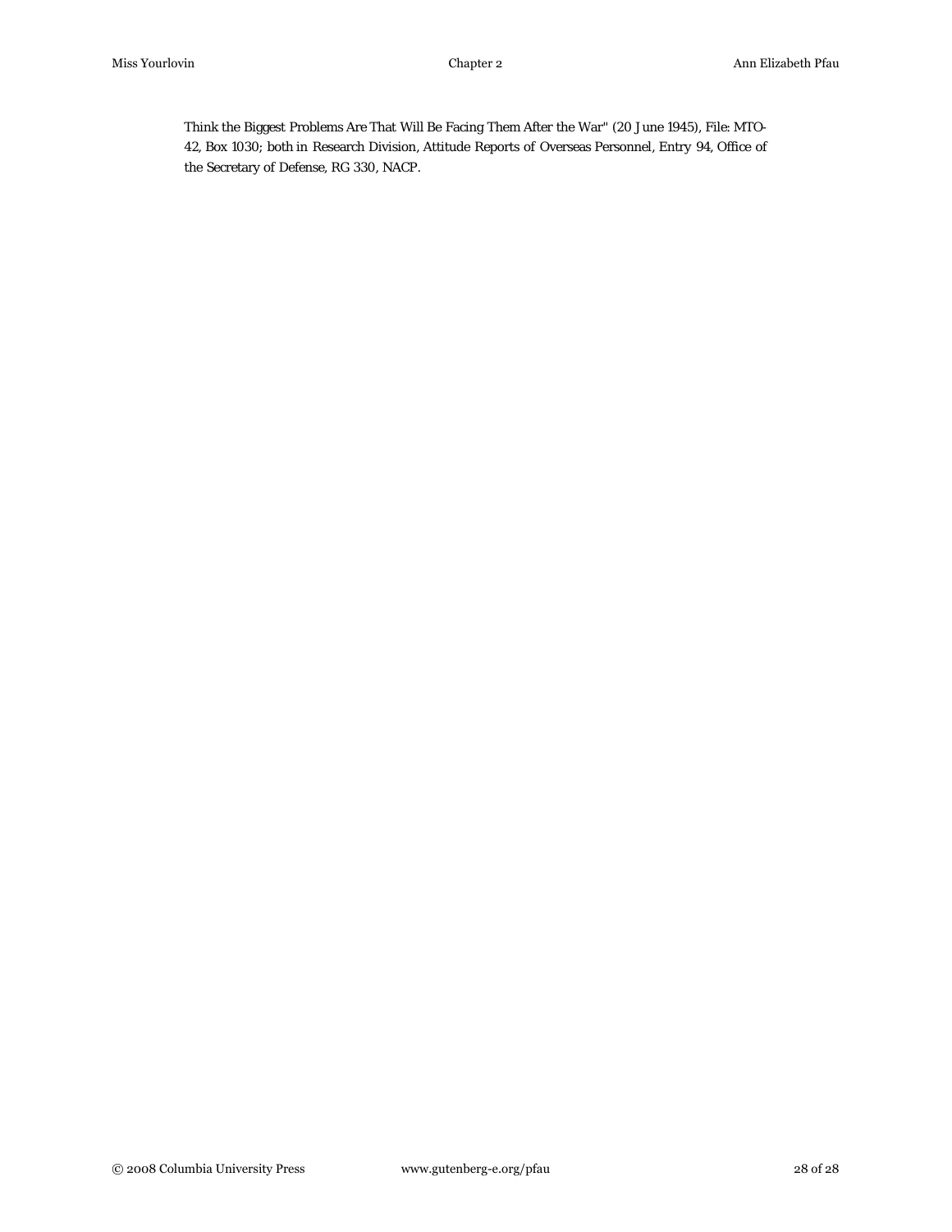Think the Biggest Problems Are That Will Be Facing Them After the War" (20 June 1945), File: MTO-42, Box 1030; both in Research Division, Attitude Reports of Overseas Personnel, Entry 94, Office of the Secretary of Defense, RG 330, NACP.